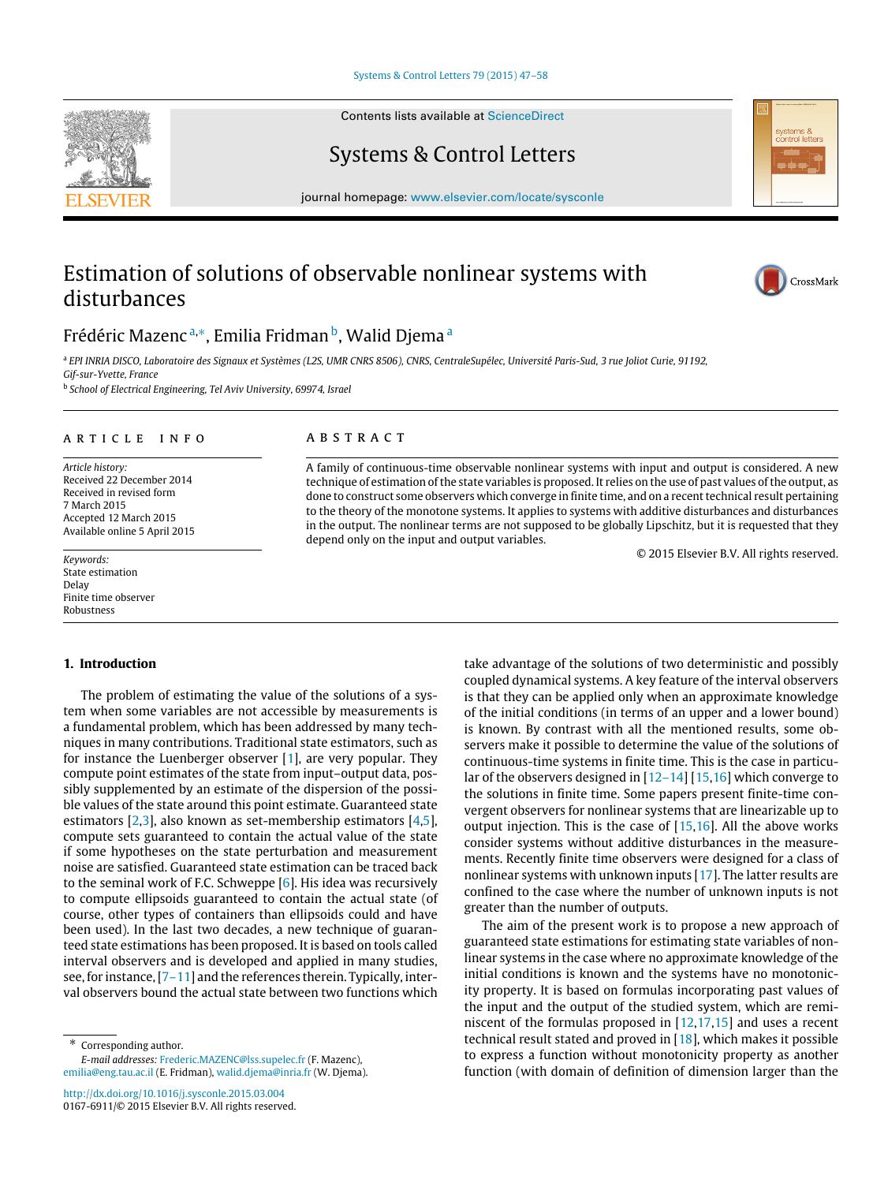# Estimation of solutions of observable nonlinear systems with disturbances

Frédéric Mazenc [a,*], Emilia Fridman [b], Walid Djema [a]

[a] EPI INRIA DISCO, Laboratoire des Signaux et Systèmes (L2S, UMR CNRS 8506), CNRS, CentraleSupélec, Université Paris-Sud, 3 rue Joliot Curie, 91192, Gif-sur-Yvette, France

[b] School of Electrical Engineering, Tel Aviv University, 69974, Israel

**ARTICLE INFO**

*Article history:*
Received 22 December 2014
Received in revised form 7 March 2015
Accepted 12 March 2015
Available online 5 April 2015

*Keywords:*
State estimation
Delay
Finite time observer
Robustness

**ABSTRACT**

A family of continuous-time observable nonlinear systems with input and output is considered. A new technique of estimation of the state variables is proposed. It relies on the use of past values of the output, as done to construct some observers which converge in finite time, and on a recent technical result pertaining to the theory of the monotone systems. It applies to systems with additive disturbances and disturbances in the output. The nonlinear terms are not supposed to be globally Lipschitz, but it is requested that they depend only on the input and output variables.

© 2015 Elsevier B.V. All rights reserved.

## 1. Introduction

The problem of estimating the value of the solutions of a system when some variables are not accessible by measurements is a fundamental problem, which has been addressed by many techniques in many contributions. Traditional state estimators, such as for instance the Luenberger observer [1], are very popular. They compute point estimates of the state from input–output data, possibly supplemented by an estimate of the dispersion of the possible values of the state around this point estimate. Guaranteed state estimators [2,3], also known as set-membership estimators [4,5], compute sets guaranteed to contain the actual value of the state if some hypotheses on the state perturbation and measurement noise are satisfied. Guaranteed state estimation can be traced back to the seminal work of F.C. Schweppe [6]. His idea was recursively to compute ellipsoids guaranteed to contain the actual state (of course, other types of containers than ellipsoids could and have been used). In the last two decades, a new technique of guaranteed state estimations has been proposed. It is based on tools called interval observers and is developed and applied in many studies, see, for instance, [7–11] and the references therein. Typically, interval observers bound the actual state between two functions which take advantage of the solutions of two deterministic and possibly coupled dynamical systems. A key feature of the interval observers is that they can be applied only when an approximate knowledge of the initial conditions (in terms of an upper and a lower bound) is known. By contrast with all the mentioned results, some observers make it possible to determine the value of the solutions of continuous-time systems in finite time. This is the case in particular of the observers designed in [12–14] [15,16] which converge to the solutions in finite time. Some papers present finite-time convergent observers for nonlinear systems that are linearizable up to output injection. This is the case of [15,16]. All the above works consider systems without additive disturbances in the measurements. Recently finite time observers were designed for a class of nonlinear systems with unknown inputs [17]. The latter results are confined to the case where the number of unknown inputs is not greater than the number of outputs.

The aim of the present work is to propose a new approach of guaranteed state estimations for estimating state variables of nonlinear systems in the case where no approximate knowledge of the initial conditions is known and the systems have no monotonicity property. It is based on formulas incorporating past values of the input and the output of the studied system, which are reminiscent of the formulas proposed in [12,17,15] and uses a recent technical result stated and proved in [18], which makes it possible to express a function without monotonicity property as another function (with domain of definition of dimension larger than the

* Corresponding author.
*E-mail addresses:* Frederic.MAZENC@lss.supelec.fr (F. Mazenc), emilia@eng.tau.ac.il (E. Fridman), walid.djema@inria.fr (W. Djema).

http://dx.doi.org/10.1016/j.sysconle.2015.03.004
0167-6911/© 2015 Elsevier B.V. All rights reserved.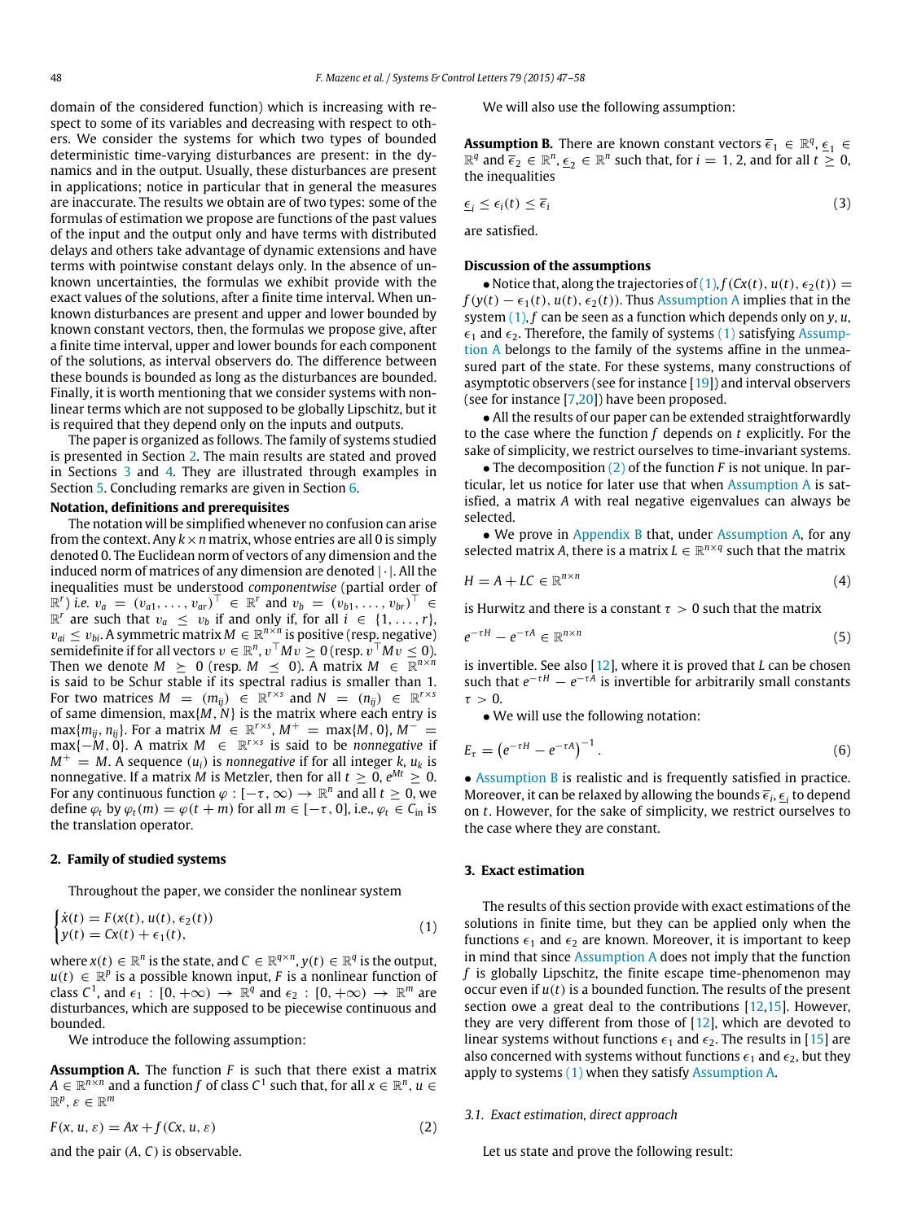domain of the considered function) which is increasing with respect to some of its variables and decreasing with respect to others. We consider the systems for which two types of bounded deterministic time-varying disturbances are present: in the dynamics and in the output. Usually, these disturbances are present in applications; notice in particular that in general the measures are inaccurate. The results we obtain are of two types: some of the formulas of estimation we propose are functions of the past values of the input and the output only and have terms with distributed delays and others take advantage of dynamic extensions and have terms with pointwise constant delays only. In the absence of unknown uncertainties, the formulas we exhibit provide with the exact values of the solutions, after a finite time interval. When unknown disturbances are present and upper and lower bounded by known constant vectors, then, the formulas we propose give, after a finite time interval, upper and lower bounds for each component of the solutions, as interval observers do. The difference between these bounds is bounded as long as the disturbances are bounded. Finally, it is worth mentioning that we consider systems with nonlinear terms which are not supposed to be globally Lipschitz, but it is required that they depend only on the inputs and outputs.

The paper is organized as follows. The family of systems studied is presented in Section 2. The main results are stated and proved in Sections 3 and 4. They are illustrated through examples in Section 5. Concluding remarks are given in Section 6.

**Notation, definitions and prerequisites**

The notation will be simplified whenever no confusion can arise from the context. Any $k \times n$ matrix, whose entries are all 0 is simply denoted 0. The Euclidean norm of vectors of any dimension and the induced norm of matrices of any dimension are denoted $|\cdot|$. All the inequalities must be understood *componentwise* (partial order of $\mathbb{R}^r$) *i.e.* $v_a = (v_{a1}, \ldots, v_{ar})^\top \in \mathbb{R}^r$ and $v_b = (v_{b1}, \ldots, v_{br})^\top \in \mathbb{R}^r$ are such that $v_a \leq v_b$ if and only if, for all $i \in \{1, \ldots, r\}$, $v_{ai} \leq v_{bi}$. A symmetric matrix $M \in \mathbb{R}^{n\times n}$ is positive (resp. negative) semidefinite if for all vectors $v \in \mathbb{R}^n$, $v^\top M v \geq 0$ (resp. $v^\top M v \leq 0$). Then we denote $M \succeq 0$ (resp. $M \preceq 0$). A matrix $M \in \mathbb{R}^{n\times n}$ is said to be Schur stable if its spectral radius is smaller than 1. For two matrices $M = (m_{ij}) \in \mathbb{R}^{r\times s}$ and $N = (n_{ij}) \in \mathbb{R}^{r\times s}$ of same dimension, $\max\{M, N\}$ is the matrix where each entry is $\max\{m_{ij}, n_{ij}\}$. For a matrix $M \in \mathbb{R}^{r\times s}$, $M^+ = \max\{M, 0\}$, $M^- = \max\{-M, 0\}$. A matrix $M \in \mathbb{R}^{r\times s}$ is said to be *nonnegative* if $M^+ = M$. A sequence $(u_i)$ is *nonnegative* if for all integer $k$, $u_k$ is nonnegative. If a matrix $M$ is Metzler, then for all $t \geq 0$, $e^{Mt} \geq 0$. For any continuous function $\varphi : [-\tau, \infty) \to \mathbb{R}^n$ and all $t \geq 0$, we define $\varphi_t$ by $\varphi_t(m) = \varphi(t + m)$ for all $m \in [-\tau, 0]$, i.e., $\varphi_t \in C_{\text{in}}$ is the translation operator.

## 2. Family of studied systems

Throughout the paper, we consider the nonlinear system

$$\begin{cases} \dot{x}(t) = F(x(t), u(t), \epsilon_2(t)) \\ y(t) = Cx(t) + \epsilon_1(t), \end{cases} \tag{1}$$

where $x(t) \in \mathbb{R}^n$ is the state, and $C \in \mathbb{R}^{q\times n}$, $y(t) \in \mathbb{R}^q$ is the output, $u(t) \in \mathbb{R}^p$ is a possible known input, $F$ is a nonlinear function of class $C^1$, and $\epsilon_1 : [0, +\infty) \to \mathbb{R}^q$ and $\epsilon_2 : [0, +\infty) \to \mathbb{R}^m$ are disturbances, which are supposed to be piecewise continuous and bounded.

We introduce the following assumption:

**Assumption A.** The function $F$ is such that there exist a matrix $A \in \mathbb{R}^{n\times n}$ and a function $f$ of class $C^1$ such that, for all $x \in \mathbb{R}^n$, $u \in \mathbb{R}^p$, $\varepsilon \in \mathbb{R}^m$

$$F(x, u, \varepsilon) = Ax + f(Cx, u, \varepsilon) \tag{2}$$

and the pair $(A, C)$ is observable.

We will also use the following assumption:

**Assumption B.** There are known constant vectors $\overline{\epsilon}_1 \in \mathbb{R}^q$, $\underline{\epsilon}_1 \in \mathbb{R}^q$ and $\overline{\epsilon}_2 \in \mathbb{R}^n$, $\underline{\epsilon}_2 \in \mathbb{R}^n$ such that, for $i = 1, 2$, and for all $t \geq 0$, the inequalities

$$\underline{\epsilon}_i \leq \epsilon_i(t) \leq \overline{\epsilon}_i \tag{3}$$

are satisfied.

**Discussion of the assumptions**

- Notice that, along the trajectories of (1), $f(Cx(t), u(t), \epsilon_2(t)) = f(y(t) - \epsilon_1(t), u(t), \epsilon_2(t))$. Thus Assumption A implies that in the system (1), $f$ can be seen as a function which depends only on $y$, $u$, $\epsilon_1$ and $\epsilon_2$. Therefore, the family of systems (1) satisfying Assumption A belongs to the family of the systems affine in the unmeasured part of the state. For these systems, many constructions of asymptotic observers (see for instance [19]) and interval observers (see for instance [7,20]) have been proposed.
- All the results of our paper can be extended straightforwardly to the case where the function $f$ depends on $t$ explicitly. For the sake of simplicity, we restrict ourselves to time-invariant systems.
- The decomposition (2) of the function $F$ is not unique. In particular, let us notice for later use that when Assumption A is satisfied, a matrix $A$ with real negative eigenvalues can always be selected.
- We prove in Appendix B that, under Assumption A, for any selected matrix $A$, there is a matrix $L \in \mathbb{R}^{n\times q}$ such that the matrix

$$H = A + LC \in \mathbb{R}^{n\times n} \tag{4}$$

is Hurwitz and there is a constant $\tau > 0$ such that the matrix

$$e^{-\tau H} - e^{-\tau A} \in \mathbb{R}^{n\times n} \tag{5}$$

is invertible. See also [12], where it is proved that $L$ can be chosen such that $e^{-\tau H} - e^{-\tau A}$ is invertible for arbitrarily small constants $\tau > 0$.

- We will use the following notation:

$$E_\tau = \left(e^{-\tau H} - e^{-\tau A}\right)^{-1}. \tag{6}$$

- Assumption B is realistic and is frequently satisfied in practice. Moreover, it can be relaxed by allowing the bounds $\overline{\epsilon}_i$, $\underline{\epsilon}_i$ to depend on $t$. However, for the sake of simplicity, we restrict ourselves to the case where they are constant.

## 3. Exact estimation

The results of this section provide with exact estimations of the solutions in finite time, but they can be applied only when the functions $\epsilon_1$ and $\epsilon_2$ are known. Moreover, it is important to keep in mind that since Assumption A does not imply that the function $f$ is globally Lipschitz, the finite escape time-phenomenon may occur even if $u(t)$ is a bounded function. The results of the present section owe a great deal to the contributions [12,15]. However, they are very different from those of [12], which are devoted to linear systems without functions $\epsilon_1$ and $\epsilon_2$. The results in [15] are also concerned with systems without functions $\epsilon_1$ and $\epsilon_2$, but they apply to systems (1) when they satisfy Assumption A.

### 3.1. Exact estimation, direct approach

Let us state and prove the following result: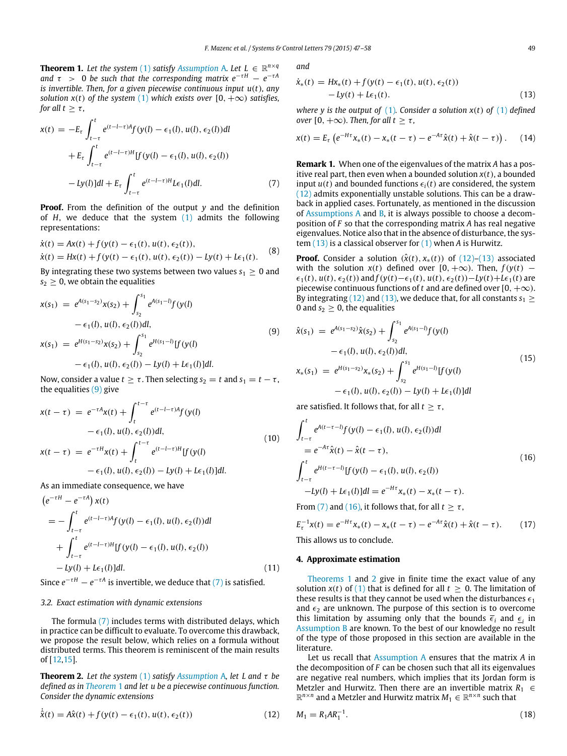**Theorem 1.** *Let the system (1) satisfy Assumption A. Let $L \in \mathbb{R}^{n\times q}$ and $\tau > 0$ be such that the corresponding matrix $e^{-\tau H} - e^{-\tau A}$ is invertible. Then, for a given piecewise continuous input $u(t)$, any solution $x(t)$ of the system (1) which exists over $[0, +\infty)$ satisfies, for all $t \geq \tau$,*

$$
\begin{aligned}
x(t) = & -E_\tau \int_{t-\tau}^{t} e^{(t-l-\tau)A} f(y(l) - \epsilon_1(l), u(l), \epsilon_2(l)) dl \\
& + E_\tau \int_{t-\tau}^{t} e^{(t-l-\tau)H} [f(y(l) - \epsilon_1(l), u(l), \epsilon_2(l)) \\
& - Ly(l)] dl + E_\tau \int_{t-\tau}^{t} e^{(t-l-\tau)H} L\epsilon_1(l) dl. \qquad (7)
\end{aligned}
$$

**Proof.** From the definition of the output $y$ and the definition of $H$, we deduce that the system (1) admits the following representations:

$$
\begin{aligned}
\dot{x}(t) &= Ax(t) + f(y(t) - \epsilon_1(t), u(t), \epsilon_2(t)), \\
\dot{x}(t) &= Hx(t) + f(y(t) - \epsilon_1(t), u(t), \epsilon_2(t)) - Ly(t) + L\epsilon_1(t).
\end{aligned} \qquad (8)
$$

By integrating these two systems between two values $s_1 \geq 0$ and $s_2 \geq 0$, we obtain the equalities

$$
\begin{aligned}
x(s_1) = & \; e^{A(s_1-s_2)} x(s_2) + \int_{s_2}^{s_1} e^{A(s_1-l)} f(y(l) \\
& - \epsilon_1(l), u(l), \epsilon_2(l)) dl, \\
x(s_1) = & \; e^{H(s_1-s_2)} x(s_2) + \int_{s_2}^{s_1} e^{H(s_1-l)} [f(y(l) \\
& - \epsilon_1(l), u(l), \epsilon_2(l)) - Ly(l) + L\epsilon_1(l)] dl.
\end{aligned} \qquad (9)
$$

Now, consider a value $t \geq \tau$. Then selecting $s_2 = t$ and $s_1 = t - \tau$, the equalities (9) give

$$
\begin{aligned}
x(t-\tau) = & \; e^{-\tau A} x(t) + \int_{t}^{t-\tau} e^{(t-l-\tau)A} f(y(l) \\
& - \epsilon_1(l), u(l), \epsilon_2(l)) dl, \\
x(t-\tau) = & \; e^{-\tau H} x(t) + \int_{t}^{t-\tau} e^{(t-l-\tau)H} [f(y(l) \\
& - \epsilon_1(l), u(l), \epsilon_2(l)) - Ly(l) + L\epsilon_1(l)] dl.
\end{aligned} \qquad (10)
$$

As an immediate consequence, we have

$$
\begin{aligned}
& \left(e^{-\tau H} - e^{-\tau A}\right) x(t) \\
& = -\int_{t-\tau}^{t} e^{(t-l-\tau)A} f(y(l) - \epsilon_1(l), u(l), \epsilon_2(l)) dl \\
& \quad + \int_{t-\tau}^{t} e^{(t-l-\tau)H} [f(y(l) - \epsilon_1(l), u(l), \epsilon_2(l)) \\
& \quad - Ly(l) + L\epsilon_1(l)] dl. \qquad (11)
\end{aligned}
$$

Since $e^{-\tau H} - e^{-\tau A}$ is invertible, we deduce that (7) is satisfied.

### 3.2. Exact estimation with dynamic extensions

The formula (7) includes terms with distributed delays, which in practice can be difficult to evaluate. To overcome this drawback, we propose the result below, which relies on a formula without distributed terms. This theorem is reminiscent of the main results of [12,15].

**Theorem 2.** *Let the system (1) satisfy Assumption A, let $L$ and $\tau$ be defined as in Theorem 1 and let $u$ be a piecewise continuous function. Consider the dynamic extensions*

$$
\dot{\hat{x}}(t) = A\hat{x}(t) + f(y(t) - \epsilon_1(t), u(t), \epsilon_2(t)) \qquad (12)
$$

*and*

$$
\begin{aligned}
\dot{x}_*(t) = & \; Hx_*(t) + f(y(t) - \epsilon_1(t), u(t), \epsilon_2(t)) \\
& - Ly(t) + L\epsilon_1(t).
\end{aligned} \qquad (13)
$$

*where $y$ is the output of (1). Consider a solution $x(t)$ of (1) defined over $[0, +\infty)$. Then, for all $t \geq \tau$,*

$$
x(t) = E_\tau \left( e^{-H\tau} x_*(t) - x_*(t-\tau) - e^{-A\tau} \hat{x}(t) + \hat{x}(t-\tau) \right). \qquad (14)
$$

**Remark 1.** When one of the eigenvalues of the matrix $A$ has a positive real part, then even when a bounded solution $x(t)$, a bounded input $u(t)$ and bounded functions $\epsilon_i(t)$ are considered, the system (12) admits exponentially unstable solutions. This can be a drawback in applied cases. Fortunately, as mentioned in the discussion of Assumptions A and B, it is always possible to choose a decomposition of $F$ so that the corresponding matrix $A$ has real negative eigenvalues. Notice also that in the absence of disturbance, the system (13) is a classical observer for (1) when $A$ is Hurwitz.

**Proof.** Consider a solution $(\hat{x}(t), x_*(t))$ of (12)–(13) associated with the solution $x(t)$ defined over $[0, +\infty)$. Then, $f(y(t) - \epsilon_1(t), u(t), \epsilon_2(t))$ and $f(y(t) - \epsilon_1(t), u(t), \epsilon_2(t)) - Ly(t) + L\epsilon_1(t)$ are piecewise continuous functions of $t$ and are defined over $[0, +\infty)$. By integrating (12) and (13), we deduce that, for all constants $s_1 \geq 0$ and $s_2 \geq 0$, the equalities

$$
\begin{aligned}
\hat{x}(s_1) = & \; e^{A(s_1-s_2)} \hat{x}(s_2) + \int_{s_2}^{s_1} e^{A(s_1-l)} f(y(l) \\
& - \epsilon_1(l), u(l), \epsilon_2(l)) dl, \\
x_*(s_1) = & \; e^{H(s_1-s_2)} x_*(s_2) + \int_{s_2}^{s_1} e^{H(s_1-l)} [f(y(l) \\
& - \epsilon_1(l), u(l), \epsilon_2(l)) - Ly(l) + L\epsilon_1(l)] dl
\end{aligned} \qquad (15)
$$

are satisfied. It follows that, for all $t \geq \tau$,

$$
\begin{aligned}
& \int_{t-\tau}^{t} e^{A(t-\tau-l)} f(y(l) - \epsilon_1(l), u(l), \epsilon_2(l)) dl \\
& \quad = e^{-A\tau} \hat{x}(t) - \hat{x}(t-\tau), \\
& \int_{t-\tau}^{t} e^{H(t-\tau-l)} [f(y(l) - \epsilon_1(l), u(l), \epsilon_2(l)) \\
& \quad - Ly(l) + L\epsilon_1(l)] dl = e^{-H\tau} x_*(t) - x_*(t-\tau).
\end{aligned} \qquad (16)
$$

From (7) and (16), it follows that, for all $t \geq \tau$,

$$
E_\tau^{-1} x(t) = e^{-H\tau} x_*(t) - x_*(t-\tau) - e^{-A\tau} \hat{x}(t) + \hat{x}(t-\tau). \qquad (17)
$$

This allows us to conclude.

## 4. Approximate estimation

Theorems 1 and 2 give in finite time the exact value of any solution $x(t)$ of (1) that is defined for all $t \geq 0$. The limitation of these results is that they cannot be used when the disturbances $\epsilon_1$ and $\epsilon_2$ are unknown. The purpose of this section is to overcome this limitation by assuming only that the bounds $\overline{\epsilon}_i$ and $\underline{\epsilon}_i$ in Assumption B are known. To the best of our knowledge no result of the type of those proposed in this section are available in the literature.

Let us recall that Assumption A ensures that the matrix $A$ in the decomposition of $F$ can be chosen such that all its eigenvalues are negative real numbers, which implies that its Jordan form is Metzler and Hurwitz. Then there are an invertible matrix $R_1 \in \mathbb{R}^{n\times n}$ and a Metzler and Hurwitz matrix $M_1 \in \mathbb{R}^{n\times n}$ such that

$$
M_1 = R_1 A R_1^{-1}. \qquad (18)
$$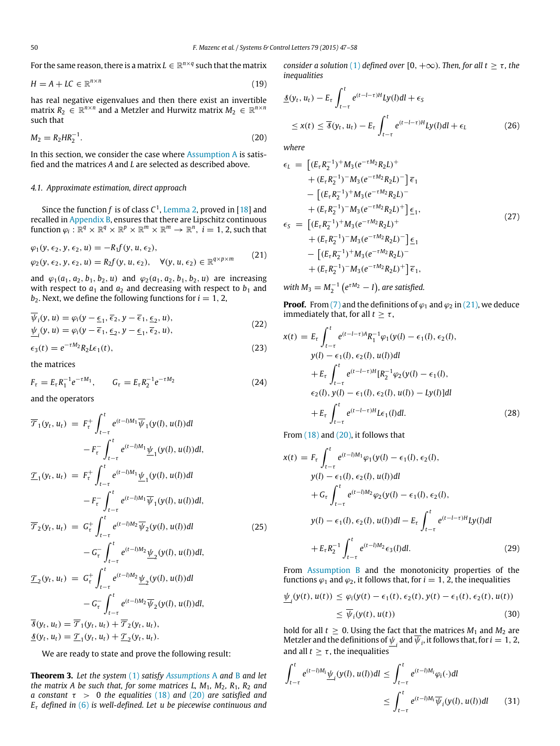For the same reason, there is a matrix $L \in \mathbb{R}^{n\times q}$ such that the matrix

$$H = A + LC \in \mathbb{R}^{n\times n} \tag{19}$$

has real negative eigenvalues and then there exist an invertible matrix $R_2 \in \mathbb{R}^{n\times n}$ and a Metzler and Hurwitz matrix $M_2 \in \mathbb{R}^{n\times n}$ such that

$$M_2 = R_2 H R_2^{-1}. \tag{20}$$

In this section, we consider the case where Assumption A is satisfied and the matrices $A$ and $L$ are selected as described above.

### 4.1. Approximate estimation, direct approach

Since the function $f$ is of class $C^1$, Lemma 2, proved in [18] and recalled in Appendix B, ensures that there are Lipschitz continuous function $\varphi_i : \mathbb{R}^q \times \mathbb{R}^q \times \mathbb{R}^p \times \mathbb{R}^m \times \mathbb{R}^m \to \mathbb{R}^n$, $i = 1, 2$, such that

$$\begin{aligned}
&\varphi_1(y, \epsilon_2, y, \epsilon_2, u) = -R_1 f(y, u, \epsilon_2),\\
&\varphi_2(y, \epsilon_2, y, \epsilon_2, u) = R_2 f(y, u, \epsilon_2), \quad \forall (y, u, \epsilon_2) \in \mathbb{R}^{q\times p\times m}
\end{aligned} \tag{21}$$

and $\varphi_1(a_1, a_2, b_1, b_2, u)$ and $\varphi_2(a_1, a_2, b_1, b_2, u)$ are increasing with respect to $a_1$ and $a_2$ and decreasing with respect to $b_1$ and $b_2$. Next, we define the following functions for $i = 1, 2$,

$$\begin{aligned}
&\overline{\psi}_i(y, u) = \varphi_i(y - \underline{\epsilon}_1, \overline{\epsilon}_2, y - \overline{\epsilon}_1, \underline{\epsilon}_2, u),\\
&\underline{\psi}_i(y, u) = \varphi_i(y - \overline{\epsilon}_1, \underline{\epsilon}_2, y - \underline{\epsilon}_1, \overline{\epsilon}_2, u),
\end{aligned} \tag{22}$$

$$\epsilon_3(t) = e^{-\tau M_2} R_2 L \epsilon_1(t), \tag{23}$$

the matrices

$$F_\tau = E_\tau R_1^{-1} e^{-\tau M_1}, \qquad G_\tau = E_\tau R_2^{-1} e^{-\tau M_2} \tag{24}$$

and the operators

$$\begin{aligned}
\overline{\mathcal{T}}_1(y_t, u_t) &= F_\tau^+ \int_{t-\tau}^{t} e^{(t-l)M_1} \overline{\psi}_1(y(l), u(l))dl\\
&\quad - F_\tau^- \int_{t-\tau}^{t} e^{(t-l)M_1} \underline{\psi}_1(y(l), u(l))dl,\\
\underline{\mathcal{T}}_1(y_t, u_t) &= F_\tau^+ \int_{t-\tau}^{t} e^{(t-l)M_1} \underline{\psi}_1(y(l), u(l))dl\\
&\quad - F_\tau^- \int_{t-\tau}^{t} e^{(t-l)M_1} \overline{\psi}_1(y(l), u(l))dl,\\
\overline{\mathcal{T}}_2(y_t, u_t) &= G_\tau^+ \int_{t-\tau}^{t} e^{(t-l)M_2} \overline{\psi}_2(y(l), u(l))dl\\
&\quad - G_\tau^- \int_{t-\tau}^{t} e^{(t-l)M_2} \underline{\psi}_2(y(l), u(l))dl,\\
\underline{\mathcal{T}}_2(y_t, u_t) &= G_\tau^+ \int_{t-\tau}^{t} e^{(t-l)M_2} \underline{\psi}_2(y(l), u(l))dl\\
&\quad - G_\tau^- \int_{t-\tau}^{t} e^{(t-l)M_2} \overline{\psi}_2(y(l), u(l))dl,\\
\overline{\mathcal{S}}(y_t, u_t) &= \overline{\mathcal{T}}_1(y_t, u_t) + \overline{\mathcal{T}}_2(y_t, u_t),\\
\underline{\mathcal{S}}(y_t, u_t) &= \underline{\mathcal{T}}_1(y_t, u_t) + \underline{\mathcal{T}}_2(y_t, u_t).
\end{aligned} \tag{25}$$

We are ready to state and prove the following result:

**Theorem 3.** *Let the system (1) satisfy Assumptions A and B and let the matrix $A$ be such that, for some matrices $L$, $M_1$, $M_2$, $R_1$, $R_2$ and a constant $\tau > 0$ the equalities (18) and (20) are satisfied and $E_\tau$ defined in (6) is well-defined. Let $u$ be piecewise continuous and consider a solution (1) defined over $[0, +\infty)$. Then, for all $t \geq \tau$, the inequalities*

$$\begin{aligned}
&\underline{\mathcal{S}}(y_t, u_t) - E_\tau \int_{t-\tau}^{t} e^{(t-l-\tau)H} L y(l) dl + \epsilon_S\\
&\quad \leq x(t) \leq \overline{\mathcal{S}}(y_t, u_t) - E_\tau \int_{t-\tau}^{t} e^{(t-l-\tau)H} L y(l) dl + \epsilon_L
\end{aligned} \tag{26}$$

*where*

$$\begin{aligned}
\epsilon_L &= \left[(E_\tau R_2^{-1})^+ M_3 (e^{-\tau M_2} R_2 L)^+ \right.\\
&\quad \left. + (E_\tau R_2^{-1})^- M_3 (e^{-\tau M_2} R_2 L)^- \right] \overline{\epsilon}_1\\
&\quad - \left[(E_\tau R_2^{-1})^+ M_3 (e^{-\tau M_2} R_2 L)^- \right.\\
&\quad \left. + (E_\tau R_2^{-1})^- M_3 (e^{-\tau M_2} R_2 L)^+ \right] \underline{\epsilon}_1,\\
\epsilon_S &= \left[(E_\tau R_2^{-1})^+ M_3 (e^{-\tau M_2} R_2 L)^+ \right.\\
&\quad \left. + (E_\tau R_2^{-1})^- M_3 (e^{-\tau M_2} R_2 L)^- \right] \underline{\epsilon}_1\\
&\quad - \left[(E_\tau R_2^{-1})^+ M_3 (e^{-\tau M_2} R_2 L)^- \right.\\
&\quad \left. + (E_\tau R_2^{-1})^- M_3 (e^{-\tau M_2} R_2 L)^+ \right] \overline{\epsilon}_1,
\end{aligned} \tag{27}$$

*with $M_3 = M_2^{-1}\left(e^{\tau M_2} - I\right)$, are satisfied.*

**Proof.** From (7) and the definitions of $\varphi_1$ and $\varphi_2$ in (21), we deduce immediately that, for all $t \geq \tau$,

$$\begin{aligned}
x(t) &= E_\tau \int_{t-\tau}^{t} e^{(t-l-\tau)A} R_1^{-1} \varphi_1(y(l) - \epsilon_1(l), \epsilon_2(l),\\
&\quad y(l) - \epsilon_1(l), \epsilon_2(l), u(l))dl\\
&\quad + E_\tau \int_{t-\tau}^{t} e^{(t-l-\tau)H} [R_2^{-1} \varphi_2(y(l) - \epsilon_1(l),\\
&\quad \epsilon_2(l), y(l) - \epsilon_1(l), \epsilon_2(l), u(l)) - Ly(l)]dl\\
&\quad + E_\tau \int_{t-\tau}^{t} e^{(t-l-\tau)H} L \epsilon_1(l) dl.
\end{aligned} \tag{28}$$

From (18) and (20), it follows that

$$\begin{aligned}
x(t) &= F_\tau \int_{t-\tau}^{t} e^{(t-l)M_1} \varphi_1(y(l) - \epsilon_1(l), \epsilon_2(l),\\
&\quad y(l) - \epsilon_1(l), \epsilon_2(l), u(l))dl\\
&\quad + G_\tau \int_{t-\tau}^{t} e^{(t-l)M_2} \varphi_2(y(l) - \epsilon_1(l), \epsilon_2(l),\\
&\quad y(l) - \epsilon_1(l), \epsilon_2(l), u(l))dl - E_\tau \int_{t-\tau}^{t} e^{(t-l-\tau)H} L y(l) dl\\
&\quad + E_\tau R_2^{-1} \int_{t-\tau}^{t} e^{(t-l)M_2} \epsilon_3(l) dl.
\end{aligned} \tag{29}$$

From Assumption B and the monotonicity properties of the functions $\varphi_1$ and $\varphi_2$, it follows that, for $i = 1, 2$, the inequalities

$$\begin{aligned}
\underline{\psi}_i(y(t), u(t)) &\leq \varphi_i(y(t) - \epsilon_1(t), \epsilon_2(t), y(t) - \epsilon_1(t), \epsilon_2(t), u(t))\\
&\leq \overline{\psi}_i(y(t), u(t))
\end{aligned} \tag{30}$$

hold for all $t \geq 0$. Using the fact that the matrices $M_1$ and $M_2$ are Metzler and the definitions of $\underline{\psi}_i$ and $\overline{\psi}_i$, it follows that, for $i = 1, 2$, and all $t \geq \tau$, the inequalities

$$\begin{aligned}
\int_{t-\tau}^{t} e^{(t-l)M_i} \underline{\psi}_i(y(l), u(l))dl &\leq \int_{t-\tau}^{t} e^{(t-l)M_i} \varphi_i(\cdot)dl\\
&\leq \int_{t-\tau}^{t} e^{(t-l)M_i} \overline{\psi}_i(y(l), u(l))dl
\end{aligned} \tag{31}$$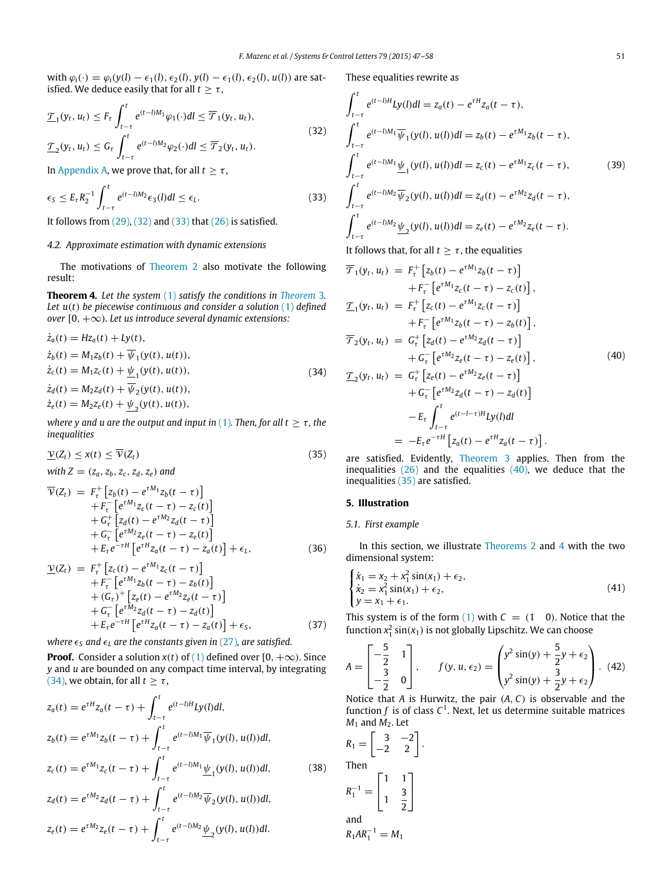with $\varphi_i(\cdot) = \varphi_i(y(l) - \epsilon_1(l), \epsilon_2(l), y(l) - \epsilon_1(l), \epsilon_2(l), u(l))$ are satisfied. We deduce easily that for all $t \geq \tau$,

$$
\begin{aligned}
\underline{\mathcal{T}}_1(y_t, u_t) &\leq F_\tau \int_{t-\tau}^{t} e^{(t-l)M_1}\varphi_1(\cdot)dl \leq \overline{\mathcal{T}}_1(y_t, u_t), \\
\underline{\mathcal{T}}_2(y_t, u_t) &\leq G_\tau \int_{t-\tau}^{t} e^{(t-l)M_2}\varphi_2(\cdot)dl \leq \overline{\mathcal{T}}_2(y_t, u_t).
\end{aligned} \tag{32}
$$

In Appendix A, we prove that, for all $t \geq \tau$,

$$
\epsilon_S \leq E_\tau R_2^{-1} \int_{t-\tau}^{t} e^{(t-l)M_2}\epsilon_3(l)dl \leq \epsilon_L. \tag{33}
$$

It follows from (29), (32) and (33) that (26) is satisfied.

### 4.2. Approximate estimation with dynamic extensions

The motivations of Theorem 2 also motivate the following result:

**Theorem 4.** *Let the system (1) satisfy the conditions in Theorem 3. Let $u(t)$ be piecewise continuous and consider a solution (1) defined over $[0, +\infty)$. Let us introduce several dynamic extensions:*

$$
\begin{aligned}
\dot{z}_a(t) &= Hz_a(t) + Ly(t), \\
\dot{z}_b(t) &= M_1 z_b(t) + \overline{\psi}_1(y(t), u(t)), \\
\dot{z}_c(t) &= M_1 z_c(t) + \underline{\psi}_1(y(t), u(t)), \\
\dot{z}_d(t) &= M_2 z_d(t) + \overline{\psi}_2(y(t), u(t)), \\
\dot{z}_e(t) &= M_2 z_e(t) + \underline{\psi}_2(y(t), u(t)),
\end{aligned} \tag{34}
$$

*where $y$ and $u$ are the output and input in (1). Then, for all $t \geq \tau$, the inequalities*

$$
\underline{\mathcal{V}}(Z_t) \leq x(t) \leq \overline{\mathcal{V}}(Z_t) \tag{35}
$$

*with $Z = (z_a, z_b, z_c, z_d, z_e)$ and*

$$
\begin{aligned}
\overline{\mathcal{V}}(Z_t) = {} & F_\tau^+ \left[z_b(t) - e^{\tau M_1} z_b(t-\tau)\right] \\
& + F_\tau^- \left[e^{\tau M_1} z_c(t-\tau) - z_c(t)\right] \\
& + G_\tau^+ \left[z_d(t) - e^{\tau M_2} z_d(t-\tau)\right] \\
& + G_\tau^- \left[e^{\tau M_2} z_e(t-\tau) - z_e(t)\right] \\
& + E_\tau e^{-\tau H}\left[e^{\tau H} z_a(t-\tau) - z_a(t)\right] + \epsilon_L,
\end{aligned} \tag{36}
$$

$$
\begin{aligned}
\underline{\mathcal{V}}(Z_t) = {} & F_\tau^+ \left[z_c(t) - e^{\tau M_1} z_c(t-\tau)\right] \\
& + F_\tau^- \left[e^{\tau M_1} z_b(t-\tau) - z_b(t)\right] \\
& + (G_\tau)^+ \left[z_e(t) - e^{\tau M_2} z_e(t-\tau)\right] \\
& + G_\tau^- \left[e^{\tau M_2} z_d(t-\tau) - z_d(t)\right] \\
& + E_\tau e^{-\tau H}\left[e^{\tau H} z_a(t-\tau) - z_a(t)\right] + \epsilon_S,
\end{aligned} \tag{37}
$$

*where $\epsilon_S$ and $\epsilon_L$ are the constants given in (27), are satisfied.*

**Proof.** Consider a solution $x(t)$ of (1) defined over $[0, +\infty)$. Since $y$ and $u$ are bounded on any compact time interval, by integrating (34), we obtain, for all $t \geq \tau$,

$$
\begin{aligned}
z_a(t) &= e^{\tau H} z_a(t-\tau) + \int_{t-\tau}^{t} e^{(t-l)H} Ly(l)dl, \\
z_b(t) &= e^{\tau M_1} z_b(t-\tau) + \int_{t-\tau}^{t} e^{(t-l)M_1}\overline{\psi}_1(y(l), u(l))dl, \\
z_c(t) &= e^{\tau M_1} z_c(t-\tau) + \int_{t-\tau}^{t} e^{(t-l)M_1}\underline{\psi}_1(y(l), u(l))dl, \\
z_d(t) &= e^{\tau M_2} z_d(t-\tau) + \int_{t-\tau}^{t} e^{(t-l)M_2}\overline{\psi}_2(y(l), u(l))dl, \\
z_e(t) &= e^{\tau M_2} z_e(t-\tau) + \int_{t-\tau}^{t} e^{(t-l)M_2}\underline{\psi}_2(y(l), u(l))dl.
\end{aligned} \tag{38}
$$

These equalities rewrite as

$$
\begin{aligned}
\int_{t-\tau}^{t} e^{(t-l)H} Ly(l)dl &= z_a(t) - e^{\tau H} z_a(t-\tau), \\
\int_{t-\tau}^{t} e^{(t-l)M_1}\overline{\psi}_1(y(l), u(l))dl &= z_b(t) - e^{\tau M_1} z_b(t-\tau), \\
\int_{t-\tau}^{t} e^{(t-l)M_1}\underline{\psi}_1(y(l), u(l))dl &= z_c(t) - e^{\tau M_1} z_c(t-\tau), \\
\int_{t-\tau}^{t} e^{(t-l)M_2}\overline{\psi}_2(y(l), u(l))dl &= z_d(t) - e^{\tau M_2} z_d(t-\tau), \\
\int_{t-\tau}^{t} e^{(t-l)M_2}\underline{\psi}_2(y(l), u(l))dl &= z_e(t) - e^{\tau M_2} z_e(t-\tau).
\end{aligned} \tag{39}
$$

It follows that, for all $t \geq \tau$, the equalities

$$
\begin{aligned}
\overline{\mathcal{T}}_1(y_t, u_t) &= F_\tau^+ \left[z_b(t) - e^{\tau M_1} z_b(t-\tau)\right] \\
&\quad + F_\tau^- \left[e^{\tau M_1} z_c(t-\tau) - z_c(t)\right], \\
\underline{\mathcal{T}}_1(y_t, u_t) &= F_\tau^+ \left[z_c(t) - e^{\tau M_1} z_c(t-\tau)\right] \\
&\quad + F_\tau^- \left[e^{\tau M_1} z_b(t-\tau) - z_b(t)\right], \\
\overline{\mathcal{T}}_2(y_t, u_t) &= G_\tau^+ \left[z_d(t) - e^{\tau M_2} z_d(t-\tau)\right] \\
&\quad + G_\tau^- \left[e^{\tau M_2} z_e(t-\tau) - z_e(t)\right], \\
\underline{\mathcal{T}}_2(y_t, u_t) &= G_\tau^+ \left[z_e(t) - e^{\tau M_2} z_e(t-\tau)\right] \\
&\quad + G_\tau^- \left[e^{\tau M_2} z_d(t-\tau) - z_d(t)\right] \\
&\quad - E_\tau \int_{t-\tau}^{t} e^{(t-l-\tau)H} Ly(l)dl \\
&= -E_\tau e^{-\tau H}\left[z_a(t) - e^{\tau H} z_a(t-\tau)\right].
\end{aligned} \tag{40}
$$

are satisfied. Evidently, Theorem 3 applies. Then from the inequalities (26) and the equalities (40), we deduce that the inequalities (35) are satisfied.

## 5. Illustration

### 5.1. First example

In this section, we illustrate Theorems 2 and 4 with the two dimensional system:

$$
\begin{cases}
\dot{x}_1 = x_2 + x_1^2 \sin(x_1) + \epsilon_2, \\
\dot{x}_2 = x_1^2 \sin(x_1) + \epsilon_2, \\
y = x_1 + \epsilon_1.
\end{cases} \tag{41}
$$

This system is of the form (1) with $C = (1 \quad 0)$. Notice that the function $x_1^2 \sin(x_1)$ is not globally Lipschitz. We can choose

$$
A = \begin{bmatrix} -\frac{5}{2} & 1 \\ -\frac{3}{2} & 0 \end{bmatrix}, \qquad f(y, u, \epsilon_2) = \begin{pmatrix} y^2 \sin(y) + \frac{5}{2}y + \epsilon_2 \\ y^2 \sin(y) + \frac{3}{2}y + \epsilon_2 \end{pmatrix}. \tag{42}
$$

Notice that $A$ is Hurwitz, the pair $(A, C)$ is observable and the function $f$ is of class $C^1$. Next, let us determine suitable matrices $M_1$ and $M_2$. Let

$$
R_1 = \begin{bmatrix} 3 & -2 \\ -2 & 2 \end{bmatrix}.
$$

Then

$$
R_1^{-1} = \begin{bmatrix} 1 & 1 \\ 1 & \frac{3}{2} \end{bmatrix}
$$

and

$$
R_1 A R_1^{-1} = M_1
$$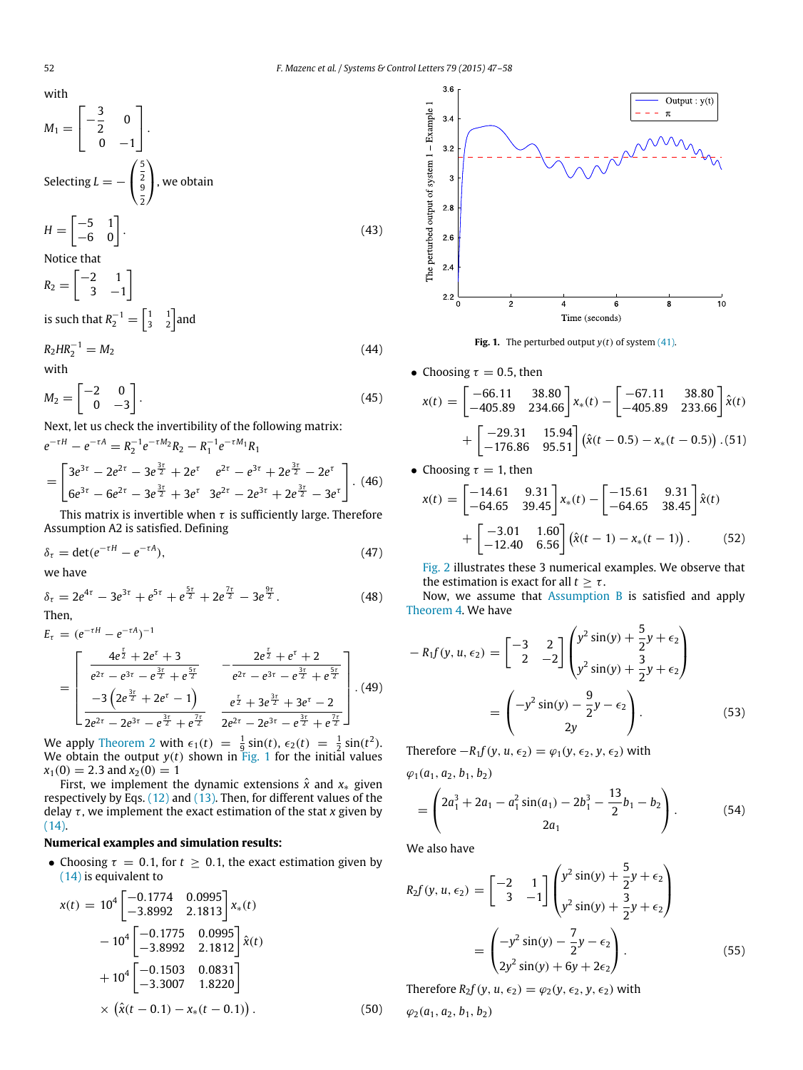with

$$M_1 = \begin{bmatrix} -\frac{3}{2} & 0 \\ 0 & -1 \end{bmatrix}.$$

Selecting $L = -\begin{pmatrix} \frac{5}{2} \\ \frac{9}{2} \end{pmatrix}$, we obtain

$$H = \begin{bmatrix} -5 & 1 \\ -6 & 0 \end{bmatrix}. \tag{43}$$

Notice that

$$R_2 = \begin{bmatrix} -2 & 1 \\ 3 & -1 \end{bmatrix}$$

is such that $R_2^{-1} = \begin{bmatrix} 1 & 1 \\ 3 & 2 \end{bmatrix}$ and

$$R_2 H R_2^{-1} = M_2 \tag{44}$$

with

$$M_2 = \begin{bmatrix} -2 & 0 \\ 0 & -3 \end{bmatrix}. \tag{45}$$

Next, let us check the invertibility of the following matrix:

$$e^{-\tau H} - e^{-\tau A} = R_2^{-1} e^{-\tau M_2} R_2 - R_1^{-1} e^{-\tau M_1} R_1$$

$$= \begin{bmatrix} 3e^{3\tau} - 2e^{2\tau} - 3e^{\frac{3\tau}{2}} + 2e^{\tau} & e^{2\tau} - e^{3\tau} + 2e^{\frac{3\tau}{2}} - 2e^{\tau} \\ 6e^{3\tau} - 6e^{2\tau} - 3e^{\frac{3\tau}{2}} + 3e^{\tau} & 3e^{2\tau} - 2e^{3\tau} + 2e^{\frac{3\tau}{2}} - 3e^{\tau} \end{bmatrix}. \tag{46}$$

This matrix is invertible when $\tau$ is sufficiently large. Therefore Assumption A2 is satisfied. Defining

$$\delta_\tau = \det(e^{-\tau H} - e^{-\tau A}), \tag{47}$$

we have

$$\delta_\tau = 2e^{4\tau} - 3e^{3\tau} + e^{5\tau} + e^{\frac{5\tau}{2}} + 2e^{\frac{7\tau}{2}} - 3e^{\frac{9\tau}{2}}. \tag{48}$$

Then,

$$E_\tau = (e^{-\tau H} - e^{-\tau A})^{-1}$$

$$= \begin{bmatrix} \dfrac{4e^{\frac{\tau}{2}} + 2e^{\tau} + 3}{e^{2\tau} - e^{3\tau} - e^{\frac{3\tau}{2}} + e^{\frac{5\tau}{2}}} & -\dfrac{2e^{\frac{\tau}{2}} + e^{\tau} + 2}{e^{2\tau} - e^{3\tau} - e^{\frac{3\tau}{2}} + e^{\frac{5\tau}{2}}} \\ \dfrac{-3\left(2e^{\frac{3\tau}{2}} + 2e^{\tau} - 1\right)}{2e^{2\tau} - 2e^{3\tau} - e^{\frac{3\tau}{2}} + e^{\frac{7\tau}{2}}} & \dfrac{e^{\frac{\tau}{2}} + 3e^{\frac{3\tau}{2}} + 3e^{\tau} - 2}{2e^{2\tau} - 2e^{3\tau} - e^{\frac{3\tau}{2}} + e^{\frac{7\tau}{2}}} \end{bmatrix}. \tag{49}$$

We apply Theorem 2 with $\epsilon_1(t) = \frac{1}{9}\sin(t)$, $\epsilon_2(t) = \frac{1}{2}\sin(t^2)$. We obtain the output $y(t)$ shown in Fig. 1 for the initial values $x_1(0) = 2.3$ and $x_2(0) = 1$

First, we implement the dynamic extensions $\hat{x}$ and $x_*$ given respectively by Eqs. (12) and (13). Then, for different values of the delay $\tau$, we implement the exact estimation of the stat $x$ given by (14).

**Numerical examples and simulation results:**

- Choosing $\tau = 0.1$, for $t \geq 0.1$, the exact estimation given by (14) is equivalent to

$$x(t) = 10^4 \begin{bmatrix} -0.1774 & 0.0995 \\ -3.8992 & 2.1813 \end{bmatrix} x_*(t)$$
$$- 10^4 \begin{bmatrix} -0.1775 & 0.0995 \\ -3.8992 & 2.1812 \end{bmatrix} \hat{x}(t)$$
$$+ 10^4 \begin{bmatrix} -0.1503 & 0.0831 \\ -3.3007 & 1.8220 \end{bmatrix}$$
$$\times \left(\hat{x}(t - 0.1) - x_*(t - 0.1)\right). \tag{50}$$

Fig. 1. The perturbed output $y(t)$ of system (41).

- Choosing $\tau = 0.5$, then

$$x(t) = \begin{bmatrix} -66.11 & 38.80 \\ -405.89 & 234.66 \end{bmatrix} x_*(t) - \begin{bmatrix} -67.11 & 38.80 \\ -405.89 & 233.66 \end{bmatrix} \hat{x}(t)$$
$$+ \begin{bmatrix} -29.31 & 15.94 \\ -176.86 & 95.51 \end{bmatrix} \left(\hat{x}(t - 0.5) - x_*(t - 0.5)\right). \tag{51}$$

- Choosing $\tau = 1$, then

$$x(t) = \begin{bmatrix} -14.61 & 9.31 \\ -64.65 & 39.45 \end{bmatrix} x_*(t) - \begin{bmatrix} -15.61 & 9.31 \\ -64.65 & 38.45 \end{bmatrix} \hat{x}(t)$$
$$+ \begin{bmatrix} -3.01 & 1.60 \\ -12.40 & 6.56 \end{bmatrix} \left(\hat{x}(t - 1) - x_*(t - 1)\right). \tag{52}$$

Fig. 2 illustrates these 3 numerical examples. We observe that the estimation is exact for all $t \geq \tau$.

Now, we assume that Assumption B is satisfied and apply Theorem 4. We have

$$-R_1 f(y, u, \epsilon_2) = \begin{bmatrix} -3 & 2 \\ 2 & -2 \end{bmatrix} \begin{pmatrix} y^2\sin(y) + \frac{5}{2}y + \epsilon_2 \\ y^2\sin(y) + \frac{3}{2}y + \epsilon_2 \end{pmatrix}$$
$$= \begin{pmatrix} -y^2\sin(y) - \frac{9}{2}y - \epsilon_2 \\ 2y \end{pmatrix}. \tag{53}$$

Therefore $-R_1 f(y, u, \epsilon_2) = \varphi_1(y, \epsilon_2, y, \epsilon_2)$ with

$\varphi_1(a_1, a_2, b_1, b_2)$

$$= \begin{pmatrix} 2a_1^3 + 2a_1 - a_1^2\sin(a_1) - 2b_1^3 - \frac{13}{2}b_1 - b_2 \\ 2a_1 \end{pmatrix}. \tag{54}$$

We also have

$$R_2 f(y, u, \epsilon_2) = \begin{bmatrix} -2 & 1 \\ 3 & -1 \end{bmatrix} \begin{pmatrix} y^2\sin(y) + \frac{5}{2}y + \epsilon_2 \\ y^2\sin(y) + \frac{3}{2}y + \epsilon_2 \end{pmatrix}$$
$$= \begin{pmatrix} -y^2\sin(y) - \frac{7}{2}y - \epsilon_2 \\ 2y^2\sin(y) + 6y + 2\epsilon_2 \end{pmatrix}. \tag{55}$$

Therefore $R_2 f(y, u, \epsilon_2) = \varphi_2(y, \epsilon_2, y, \epsilon_2)$ with

$\varphi_2(a_1, a_2, b_1, b_2)$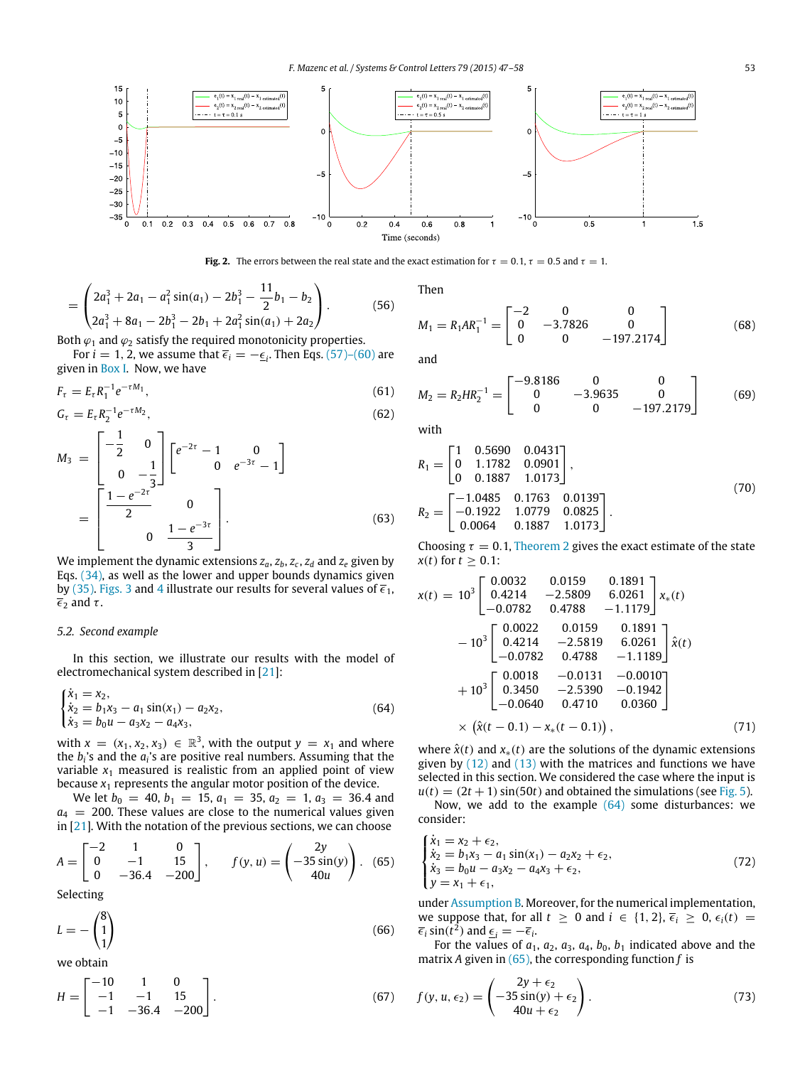Fig. 2. The errors between the real state and the exact estimation for $\tau = 0.1$, $\tau = 0.5$ and $\tau = 1$.

$$= \begin{pmatrix} 2a_1^3 + 2a_1 - a_1^2 \sin(a_1) - 2b_1^3 - \dfrac{11}{2}b_1 - b_2 \\ 2a_1^3 + 8a_1 - 2b_1^3 - 2b_1 + 2a_1^2 \sin(a_1) + 2a_2 \end{pmatrix}. \quad (56)$$

Both $\varphi_1$ and $\varphi_2$ satisfy the required monotonicity properties.

For $i = 1, 2$, we assume that $\overline{\epsilon}_i = -\underline{\epsilon}_i$. Then Eqs. (57)–(60) are given in Box I. Now, we have

$$F_\tau = E_\tau R_1^{-1} e^{-\tau M_1}, \quad (61)$$

$$G_\tau = E_\tau R_2^{-1} e^{-\tau M_2}, \quad (62)$$

$$M_3 = \begin{bmatrix} -\dfrac{1}{2} & 0 \\ 0 & -\dfrac{1}{3} \end{bmatrix} \begin{bmatrix} e^{-2\tau} - 1 & 0 \\ 0 & e^{-3\tau} - 1 \end{bmatrix} = \begin{bmatrix} \dfrac{1 - e^{-2\tau}}{2} & 0 \\ 0 & \dfrac{1 - e^{-3\tau}}{3} \end{bmatrix}. \quad (63)$$

We implement the dynamic extensions $z_a, z_b, z_c, z_d$ and $z_e$ given by Eqs. (34), as well as the lower and upper bounds dynamics given by (35). Figs. 3 and 4 illustrate our results for several values of $\overline{\epsilon}_1$, $\overline{\epsilon}_2$ and $\tau$.

### 5.2. Second example

In this section, we illustrate our results with the model of electromechanical system described in [21]:

$$\begin{cases} \dot{x}_1 = x_2, \\ \dot{x}_2 = b_1 x_3 - a_1 \sin(x_1) - a_2 x_2, \\ \dot{x}_3 = b_0 u - a_3 x_2 - a_4 x_3, \end{cases} \quad (64)$$

with $x = (x_1, x_2, x_3) \in \mathbb{R}^3$, with the output $y = x_1$ and where the $b_i$'s and the $a_i$'s are positive real numbers. Assuming that the variable $x_1$ measured is realistic from an applied point of view because $x_1$ represents the angular motor position of the device.

We let $b_0 = 40$, $b_1 = 15$, $a_1 = 35$, $a_2 = 1$, $a_3 = 36.4$ and $a_4 = 200$. These values are close to the numerical values given in [21]. With the notation of the previous sections, we can choose

$$A = \begin{bmatrix} -2 & 1 & 0 \\ 0 & -1 & 15 \\ 0 & -36.4 & -200 \end{bmatrix}, \quad f(y, u) = \begin{pmatrix} 2y \\ -35\sin(y) \\ 40u \end{pmatrix}. \quad (65)$$

Selecting

$$L = -\begin{pmatrix} 8 \\ 1 \\ 1 \end{pmatrix} \quad (66)$$

we obtain

$$H = \begin{bmatrix} -10 & 1 & 0 \\ -1 & -1 & 15 \\ -1 & -36.4 & -200 \end{bmatrix}. \quad (67)$$

Then

$$M_1 = R_1 A R_1^{-1} = \begin{bmatrix} -2 & 0 & 0 \\ 0 & -3.7826 & 0 \\ 0 & 0 & -197.2174 \end{bmatrix} \quad (68)$$

and

$$M_2 = R_2 H R_2^{-1} = \begin{bmatrix} -9.8186 & 0 & 0 \\ 0 & -3.9635 & 0 \\ 0 & 0 & -197.2179 \end{bmatrix} \quad (69)$$

with

$$R_1 = \begin{bmatrix} 1 & 0.5690 & 0.0431 \\ 0 & 1.1782 & 0.0901 \\ 0 & 0.1887 & 1.0173 \end{bmatrix}, \quad R_2 = \begin{bmatrix} -1.0485 & 0.1763 & 0.0139 \\ -0.1922 & 1.0779 & 0.0825 \\ 0.0064 & 0.1887 & 1.0173 \end{bmatrix}. \quad (70)$$

Choosing $\tau = 0.1$, Theorem 2 gives the exact estimate of the state $x(t)$ for $t \geq 0.1$:

$$\begin{aligned} x(t) = {} & 10^3 \begin{bmatrix} 0.0032 & 0.0159 & 0.1891 \\ 0.4214 & -2.5809 & 6.0261 \\ -0.0782 & 0.4788 & -1.1179 \end{bmatrix} x_*(t) \\ & - 10^3 \begin{bmatrix} 0.0022 & 0.0159 & 0.1891 \\ 0.4214 & -2.5819 & 6.0261 \\ -0.0782 & 0.4788 & -1.1189 \end{bmatrix} \hat{x}(t) \\ & + 10^3 \begin{bmatrix} 0.0018 & -0.0131 & -0.0010 \\ 0.3450 & -2.5390 & -0.1942 \\ -0.0640 & 0.4710 & 0.0360 \end{bmatrix} \\ & \times \left(\hat{x}(t - 0.1) - x_*(t - 0.1)\right), \end{aligned} \quad (71)$$

where $\hat{x}(t)$ and $x_*(t)$ are the solutions of the dynamic extensions given by (12) and (13) with the matrices and functions we have selected in this section. We considered the case where the input is $u(t) = (2t + 1)\sin(50t)$ and obtained the simulations (see Fig. 5).

Now, we add to the example (64) some disturbances: we consider:

$$\begin{cases} \dot{x}_1 = x_2 + \epsilon_2, \\ \dot{x}_2 = b_1 x_3 - a_1 \sin(x_1) - a_2 x_2 + \epsilon_2, \\ \dot{x}_3 = b_0 u - a_3 x_2 - a_4 x_3 + \epsilon_2, \\ y = x_1 + \epsilon_1, \end{cases} \quad (72)$$

under Assumption B. Moreover, for the numerical implementation, we suppose that, for all $t \geq 0$ and $i \in \{1, 2\}$, $\overline{\epsilon}_i \geq 0$, $\epsilon_i(t) = \overline{\epsilon}_i \sin(t^2)$ and $\underline{\epsilon}_i = -\overline{\epsilon}_i$.

For the values of $a_1$, $a_2$, $a_3$, $a_4$, $b_0$, $b_1$ indicated above and the matrix $A$ given in (65), the corresponding function $f$ is

$$f(y, u, \epsilon_2) = \begin{pmatrix} 2y + \epsilon_2 \\ -35\sin(y) + \epsilon_2 \\ 40u + \epsilon_2 \end{pmatrix}. \quad (73)$$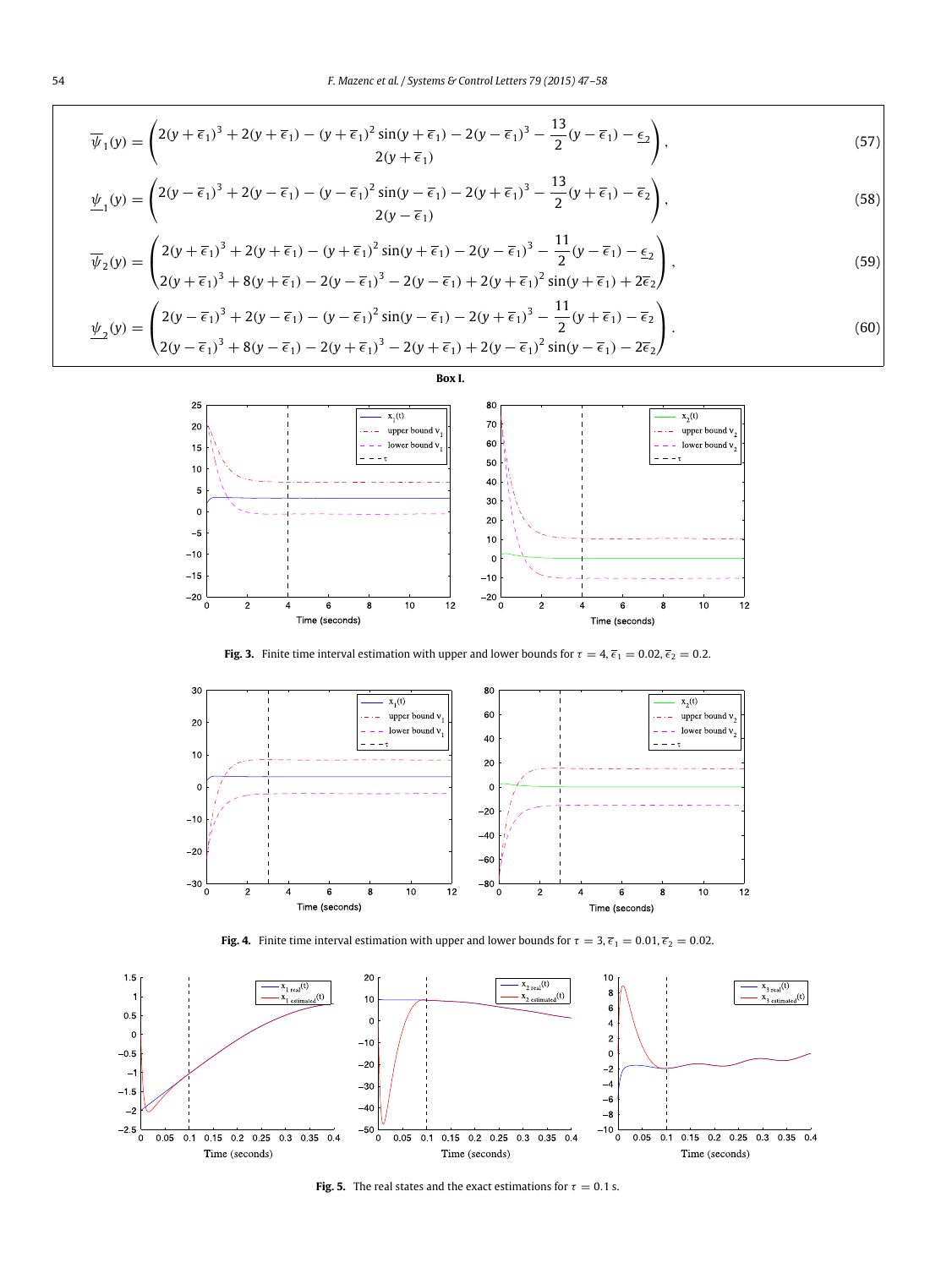$$\overline{\psi}_1(y) = \begin{pmatrix} 2(y+\overline{\epsilon}_1)^3 + 2(y+\overline{\epsilon}_1) - (y+\overline{\epsilon}_1)^2 \sin(y+\overline{\epsilon}_1) - 2(y-\overline{\epsilon}_1)^3 - \dfrac{13}{2}(y-\overline{\epsilon}_1) - \underline{\epsilon}_2 \\ 2(y+\overline{\epsilon}_1) \end{pmatrix}, \tag{57}$$

$$\underline{\psi}_1(y) = \begin{pmatrix} 2(y-\overline{\epsilon}_1)^3 + 2(y-\overline{\epsilon}_1) - (y-\overline{\epsilon}_1)^2 \sin(y-\overline{\epsilon}_1) - 2(y+\overline{\epsilon}_1)^3 - \dfrac{13}{2}(y+\overline{\epsilon}_1) - \overline{\epsilon}_2 \\ 2(y-\overline{\epsilon}_1) \end{pmatrix}, \tag{58}$$

$$\overline{\psi}_2(y) = \begin{pmatrix} 2(y+\overline{\epsilon}_1)^3 + 2(y+\overline{\epsilon}_1) - (y+\overline{\epsilon}_1)^2 \sin(y+\overline{\epsilon}_1) - 2(y-\overline{\epsilon}_1)^3 - \dfrac{11}{2}(y-\overline{\epsilon}_1) - \underline{\epsilon}_2 \\ 2(y+\overline{\epsilon}_1)^3 + 8(y+\overline{\epsilon}_1) - 2(y-\overline{\epsilon}_1)^3 - 2(y-\overline{\epsilon}_1) + 2(y+\overline{\epsilon}_1)^2 \sin(y+\overline{\epsilon}_1) + 2\overline{\epsilon}_2 \end{pmatrix}, \tag{59}$$

$$\underline{\psi}_2(y) = \begin{pmatrix} 2(y-\overline{\epsilon}_1)^3 + 2(y-\overline{\epsilon}_1) - (y-\overline{\epsilon}_1)^2 \sin(y-\overline{\epsilon}_1) - 2(y+\overline{\epsilon}_1)^3 - \dfrac{11}{2}(y+\overline{\epsilon}_1) - \overline{\epsilon}_2 \\ 2(y-\overline{\epsilon}_1)^3 + 8(y-\overline{\epsilon}_1) - 2(y+\overline{\epsilon}_1)^3 - 2(y+\overline{\epsilon}_1) + 2(y-\overline{\epsilon}_1)^2 \sin(y-\overline{\epsilon}_1) - 2\overline{\epsilon}_2 \end{pmatrix}. \tag{60}$$

**Box I.**

**Fig. 3.** Finite time interval estimation with upper and lower bounds for $\tau = 4, \overline{\epsilon}_1 = 0.02, \overline{\epsilon}_2 = 0.2$.

**Fig. 4.** Finite time interval estimation with upper and lower bounds for $\tau = 3, \overline{\epsilon}_1 = 0.01, \overline{\epsilon}_2 = 0.02$.

**Fig. 5.** The real states and the exact estimations for $\tau = 0.1$ s.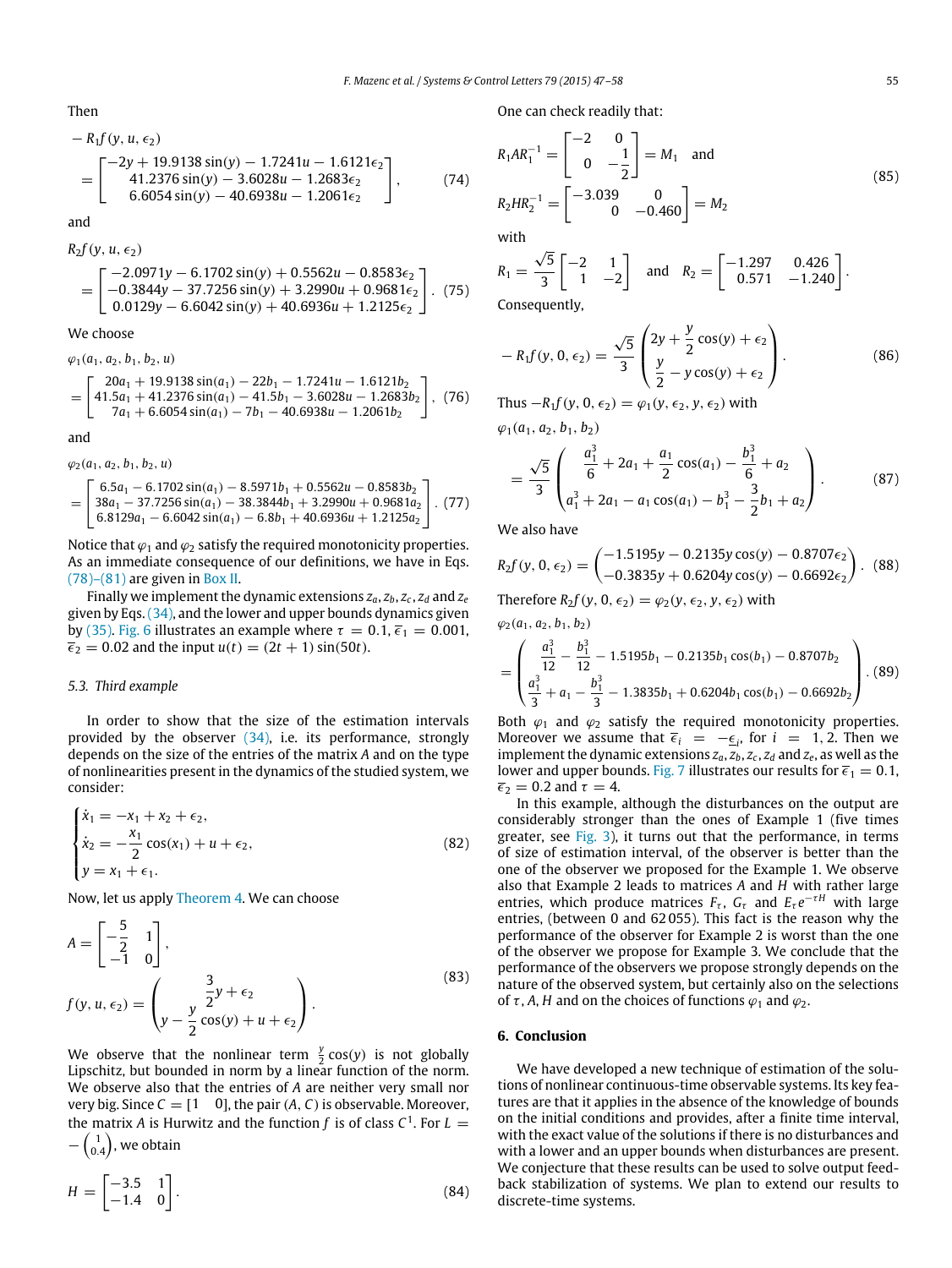Then

$$
-R_1 f(y,u,\epsilon_2) = \begin{bmatrix} -2y + 19.9138\sin(y) - 1.7241u - 1.6121\epsilon_2 \\ 41.2376\sin(y) - 3.6028u - 1.2683\epsilon_2 \\ 6.6054\sin(y) - 40.6938u - 1.2061\epsilon_2 \end{bmatrix}, \tag{74}
$$

and

$$
R_2 f(y,u,\epsilon_2) = \begin{bmatrix} -2.0971y - 6.1702\sin(y) + 0.5562u - 0.8583\epsilon_2 \\ -0.3844y - 37.7256\sin(y) + 3.2990u + 0.9681\epsilon_2 \\ 0.0129y - 6.6042\sin(y) + 40.6936u + 1.2125\epsilon_2 \end{bmatrix}. \tag{75}
$$

We choose

$$
\varphi_1(a_1,a_2,b_1,b_2,u) = \begin{bmatrix} 20a_1 + 19.9138\sin(a_1) - 22b_1 - 1.7241u - 1.6121b_2 \\ 41.5a_1 + 41.2376\sin(a_1) - 41.5b_1 - 3.6028u - 1.2683b_2 \\ 7a_1 + 6.6054\sin(a_1) - 7b_1 - 40.6938u - 1.2061b_2 \end{bmatrix}, \tag{76}
$$

and

$$
\varphi_2(a_1,a_2,b_1,b_2,u) = \begin{bmatrix} 6.5a_1 - 6.1702\sin(a_1) - 8.5971b_1 + 0.5562u - 0.8583b_2 \\ 38a_1 - 37.7256\sin(a_1) - 38.3844b_1 + 3.2990u + 0.9681a_2 \\ 6.8129a_1 - 6.6042\sin(a_1) - 6.8b_1 + 40.6936u + 1.2125a_2 \end{bmatrix}. \tag{77}
$$

Notice that $\varphi_1$ and $\varphi_2$ satisfy the required monotonicity properties. As an immediate consequence of our definitions, we have in Eqs. (78)–(81) are given in Box II.

Finally we implement the dynamic extensions $z_a, z_b, z_c, z_d$ and $z_e$ given by Eqs. (34), and the lower and upper bounds dynamics given by (35). Fig. 6 illustrates an example where $\tau = 0.1$, $\overline{\epsilon}_1 = 0.001$, $\overline{\epsilon}_2 = 0.02$ and the input $u(t) = (2t+1)\sin(50t)$.

### 5.3. Third example

In order to show that the size of the estimation intervals provided by the observer (34), i.e. its performance, strongly depends on the size of the entries of the matrix $A$ and on the type of nonlinearities present in the dynamics of the studied system, we consider:

$$
\begin{cases} \dot{x}_1 = -x_1 + x_2 + \epsilon_2, \\ \dot{x}_2 = -\dfrac{x_1}{2}\cos(x_1) + u + \epsilon_2, \\ y = x_1 + \epsilon_1. \end{cases} \tag{82}
$$

Now, let us apply Theorem 4. We can choose

$$
A = \begin{bmatrix} -\dfrac{5}{2} & 1 \\ -1 & 0 \end{bmatrix}, \quad f(y,u,\epsilon_2) = \begin{pmatrix} \dfrac{3}{2}y + \epsilon_2 \\ y - \dfrac{y}{2}\cos(y) + u + \epsilon_2 \end{pmatrix}. \tag{83}
$$

We observe that the nonlinear term $\frac{y}{2}\cos(y)$ is not globally Lipschitz, but bounded in norm by a linear function of the norm. We observe also that the entries of $A$ are neither very small nor very big. Since $C = [1 \quad 0]$, the pair $(A, C)$ is observable. Moreover, the matrix $A$ is Hurwitz and the function $f$ is of class $C^1$. For $L = -\binom{1}{0.4}$, we obtain

$$
H = \begin{bmatrix} -3.5 & 1 \\ -1.4 & 0 \end{bmatrix}. \tag{84}
$$

One can check readily that:

$$
R_1 A R_1^{-1} = \begin{bmatrix} -2 & 0 \\ 0 & -\dfrac{1}{2} \end{bmatrix} = M_1 \quad \text{and} \quad R_2 H R_2^{-1} = \begin{bmatrix} -3.039 & 0 \\ 0 & -0.460 \end{bmatrix} = M_2 \tag{85}
$$

with

$$
R_1 = \frac{\sqrt{5}}{3}\begin{bmatrix} -2 & 1 \\ 1 & -2 \end{bmatrix} \quad \text{and} \quad R_2 = \begin{bmatrix} -1.297 & 0.426 \\ 0.571 & -1.240 \end{bmatrix}.
$$

Consequently,

$$
-R_1 f(y,0,\epsilon_2) = \frac{\sqrt{5}}{3}\begin{pmatrix} 2y + \dfrac{y}{2}\cos(y) + \epsilon_2 \\ \dfrac{y}{2} - y\cos(y) + \epsilon_2 \end{pmatrix}. \tag{86}
$$

Thus $-R_1 f(y,0,\epsilon_2) = \varphi_1(y,\epsilon_2,y,\epsilon_2)$ with

$$
\varphi_1(a_1,a_2,b_1,b_2) = \frac{\sqrt{5}}{3}\begin{pmatrix} \dfrac{a_1^3}{6} + 2a_1 + \dfrac{a_1}{2}\cos(a_1) - \dfrac{b_1^3}{6} + a_2 \\ a_1^3 + 2a_1 - a_1\cos(a_1) - b_1^3 - \dfrac{3}{2}b_1 + a_2 \end{pmatrix}. \tag{87}
$$

We also have

$$
R_2 f(y,0,\epsilon_2) = \begin{pmatrix} -1.5195y - 0.2135y\cos(y) - 0.8707\epsilon_2 \\ -0.3835y + 0.6204y\cos(y) - 0.6692\epsilon_2 \end{pmatrix}. \tag{88}
$$

Therefore $R_2 f(y,0,\epsilon_2) = \varphi_2(y,\epsilon_2,y,\epsilon_2)$ with

$$
\varphi_2(a_1,a_2,b_1,b_2) = \begin{pmatrix} \dfrac{a_1^3}{12} - \dfrac{b_1^3}{12} - 1.5195b_1 - 0.2135b_1\cos(b_1) - 0.8707b_2 \\ \dfrac{a_1^3}{3} + a_1 - \dfrac{b_1^3}{3} - 1.3835b_1 + 0.6204b_1\cos(b_1) - 0.6692b_2 \end{pmatrix}. \tag{89}
$$

Both $\varphi_1$ and $\varphi_2$ satisfy the required monotonicity properties. Moreover we assume that $\overline{\epsilon}_i = -\underline{\epsilon}_i$, for $i = 1, 2$. Then we implement the dynamic extensions $z_a, z_b, z_c, z_d$ and $z_e$, as well as the lower and upper bounds. Fig. 7 illustrates our results for $\overline{\epsilon}_1 = 0.1$, $\overline{\epsilon}_2 = 0.2$ and $\tau = 4$.

In this example, although the disturbances on the output are considerably stronger than the ones of Example 1 (five times greater, see Fig. 3), it turns out that the performance, in terms of size of estimation interval, of the observer is better than the one of the observer we proposed for the Example 1. We observe also that Example 2 leads to matrices $A$ and $H$ with rather large entries, which produce matrices $F_\tau$, $G_\tau$ and $E_\tau e^{-\tau H}$ with large entries, (between 0 and 62 055). This fact is the reason why the performance of the observer for Example 2 is worst than the one of the observer we propose for Example 3. We conclude that the performance of the observers we propose strongly depends on the nature of the observed system, but certainly also on the selections of $\tau$, $A$, $H$ and on the choices of functions $\varphi_1$ and $\varphi_2$.

## 6. Conclusion

We have developed a new technique of estimation of the solutions of nonlinear continuous-time observable systems. Its key features are that it applies in the absence of the knowledge of bounds on the initial conditions and provides, after a finite time interval, with the exact value of the solutions if there is no disturbances and with a lower and an upper bounds when disturbances are present. We conjecture that these results can be used to solve output feedback stabilization of systems. We plan to extend our results to discrete-time systems.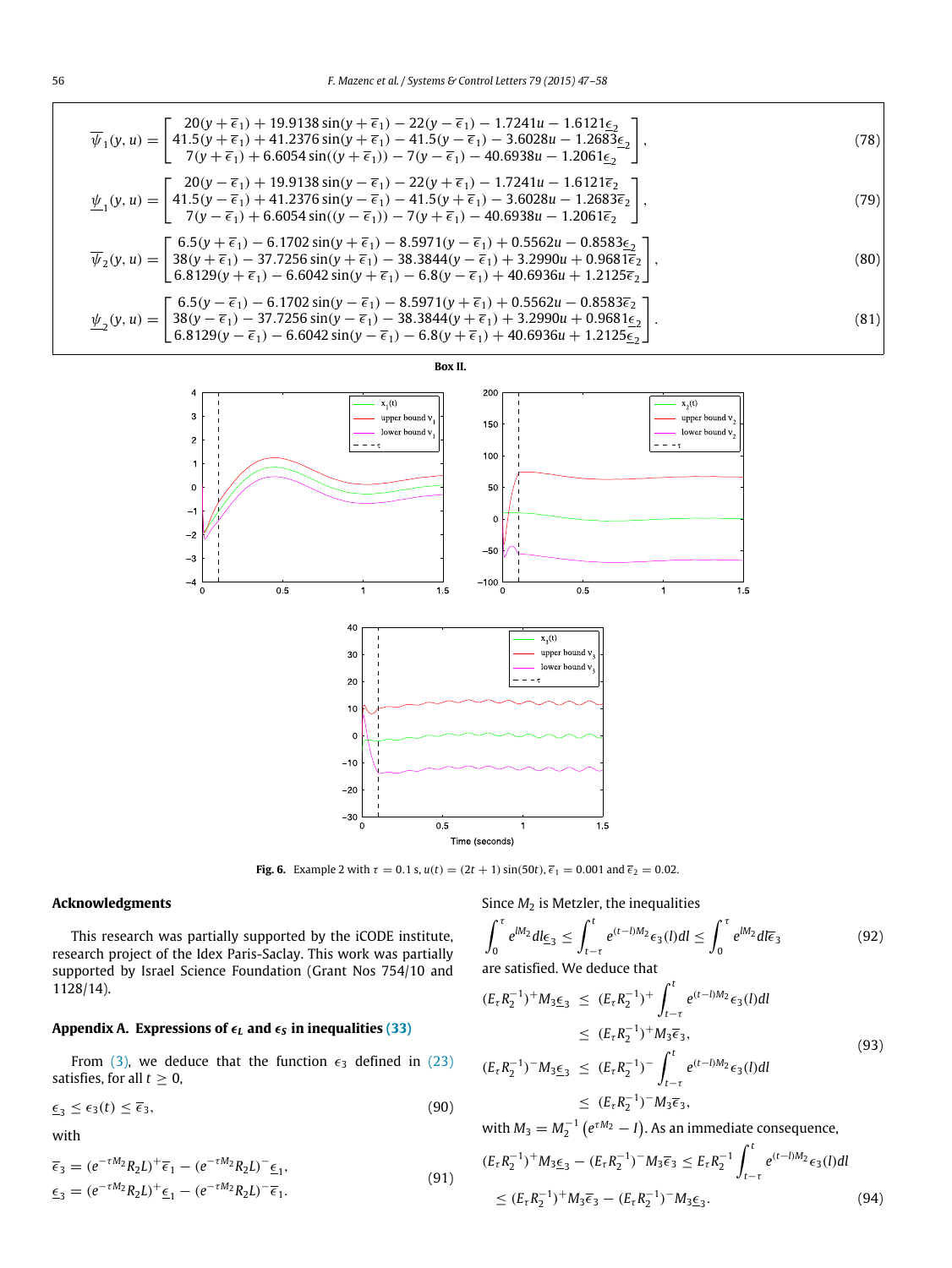$$\overline{\psi}_1(y,u) = \begin{bmatrix} 20(y+\overline{\epsilon}_1) + 19.9138\sin(y+\overline{\epsilon}_1) - 22(y-\overline{\epsilon}_1) - 1.7241u - 1.6121\underline{\epsilon}_2 \\ 41.5(y+\overline{\epsilon}_1) + 41.2376\sin(y+\overline{\epsilon}_1) - 41.5(y-\overline{\epsilon}_1) - 3.6028u - 1.2683\underline{\epsilon}_2 \\ 7(y+\overline{\epsilon}_1) + 6.6054\sin((y+\overline{\epsilon}_1)) - 7(y-\overline{\epsilon}_1) - 40.6938u - 1.2061\underline{\epsilon}_2 \end{bmatrix}, \tag{78}$$

$$\underline{\psi}_1(y,u) = \begin{bmatrix} 20(y-\overline{\epsilon}_1) + 19.9138\sin(y-\overline{\epsilon}_1) - 22(y+\overline{\epsilon}_1) - 1.7241u - 1.6121\overline{\epsilon}_2 \\ 41.5(y-\overline{\epsilon}_1) + 41.2376\sin(y-\overline{\epsilon}_1) - 41.5(y+\overline{\epsilon}_1) - 3.6028u - 1.2683\overline{\epsilon}_2 \\ 7(y-\overline{\epsilon}_1) + 6.6054\sin((y-\overline{\epsilon}_1)) - 7(y+\overline{\epsilon}_1) - 40.6938u - 1.2061\overline{\epsilon}_2 \end{bmatrix}, \tag{79}$$

$$\overline{\psi}_2(y,u) = \begin{bmatrix} 6.5(y+\overline{\epsilon}_1) - 6.1702\sin(y+\overline{\epsilon}_1) - 8.5971(y-\overline{\epsilon}_1) + 0.5562u - 0.8583\underline{\epsilon}_2 \\ 38(y+\overline{\epsilon}_1) - 37.7256\sin(y+\overline{\epsilon}_1) - 38.3844(y-\overline{\epsilon}_1) + 3.2990u + 0.9681\overline{\epsilon}_2 \\ 6.8129(y+\overline{\epsilon}_1) - 6.6042\sin(y+\overline{\epsilon}_1) - 6.8(y-\overline{\epsilon}_1) + 40.6936u + 1.2125\overline{\epsilon}_2 \end{bmatrix}, \tag{80}$$

$$\underline{\psi}_2(y,u) = \begin{bmatrix} 6.5(y-\overline{\epsilon}_1) - 6.1702\sin(y-\overline{\epsilon}_1) - 8.5971(y+\overline{\epsilon}_1) + 0.5562u - 0.8583\overline{\epsilon}_2 \\ 38(y-\overline{\epsilon}_1) - 37.7256\sin(y-\overline{\epsilon}_1) - 38.3844(y+\overline{\epsilon}_1) + 3.2990u + 0.9681\underline{\epsilon}_2 \\ 6.8129(y-\overline{\epsilon}_1) - 6.6042\sin(y-\overline{\epsilon}_1) - 6.8(y+\overline{\epsilon}_1) + 40.6936u + 1.2125\underline{\epsilon}_2 \end{bmatrix}. \tag{81}$$

**Box II.**

**Fig. 6.** Example 2 with $\tau = 0.1$ s, $u(t) = (2t+1)\sin(50t)$, $\overline{\epsilon}_1 = 0.001$ and $\overline{\epsilon}_2 = 0.02$.

## Acknowledgments

This research was partially supported by the iCODE institute, research project of the Idex Paris-Saclay. This work was partially supported by Israel Science Foundation (Grant Nos 754/10 and 1128/14).

## Appendix A. Expressions of $\epsilon_L$ and $\epsilon_S$ in inequalities (33)

From (3), we deduce that the function $\epsilon_3$ defined in (23) satisfies, for all $t \geq 0$,

$$\underline{\epsilon}_3 \leq \epsilon_3(t) \leq \overline{\epsilon}_3, \tag{90}$$

with

$$\begin{aligned} \overline{\epsilon}_3 &= (e^{-\tau M_2}R_2L)^+\overline{\epsilon}_1 - (e^{-\tau M_2}R_2L)^-\underline{\epsilon}_1, \\ \underline{\epsilon}_3 &= (e^{-\tau M_2}R_2L)^+\underline{\epsilon}_1 - (e^{-\tau M_2}R_2L)^-\overline{\epsilon}_1. \end{aligned} \tag{91}$$

Since $M_2$ is Metzler, the inequalities

$$\int_0^\tau e^{lM_2}dl\underline{\epsilon}_3 \leq \int_{t-\tau}^t e^{(t-l)M_2}\epsilon_3(l)dl \leq \int_0^\tau e^{lM_2}dl\overline{\epsilon}_3 \tag{92}$$

are satisfied. We deduce that

$$\begin{aligned} (E_\tau R_2^{-1})^+M_3\underline{\epsilon}_3 &\leq (E_\tau R_2^{-1})^+\int_{t-\tau}^t e^{(t-l)M_2}\epsilon_3(l)dl \\ &\leq (E_\tau R_2^{-1})^+M_3\overline{\epsilon}_3, \\ (E_\tau R_2^{-1})^-M_3\underline{\epsilon}_3 &\leq (E_\tau R_2^{-1})^-\int_{t-\tau}^t e^{(t-l)M_2}\epsilon_3(l)dl \\ &\leq (E_\tau R_2^{-1})^-M_3\overline{\epsilon}_3, \end{aligned} \tag{93}$$

with $M_3 = M_2^{-1}\left(e^{\tau M_2} - I\right)$. As an immediate consequence,

$$\begin{aligned} (E_\tau R_2^{-1})^+M_3\underline{\epsilon}_3 - (E_\tau R_2^{-1})^-M_3\overline{\epsilon}_3 &\leq E_\tau R_2^{-1}\int_{t-\tau}^t e^{(t-l)M_2}\epsilon_3(l)dl \\ &\leq (E_\tau R_2^{-1})^+M_3\overline{\epsilon}_3 - (E_\tau R_2^{-1})^-M_3\underline{\epsilon}_3. \end{aligned} \tag{94}$$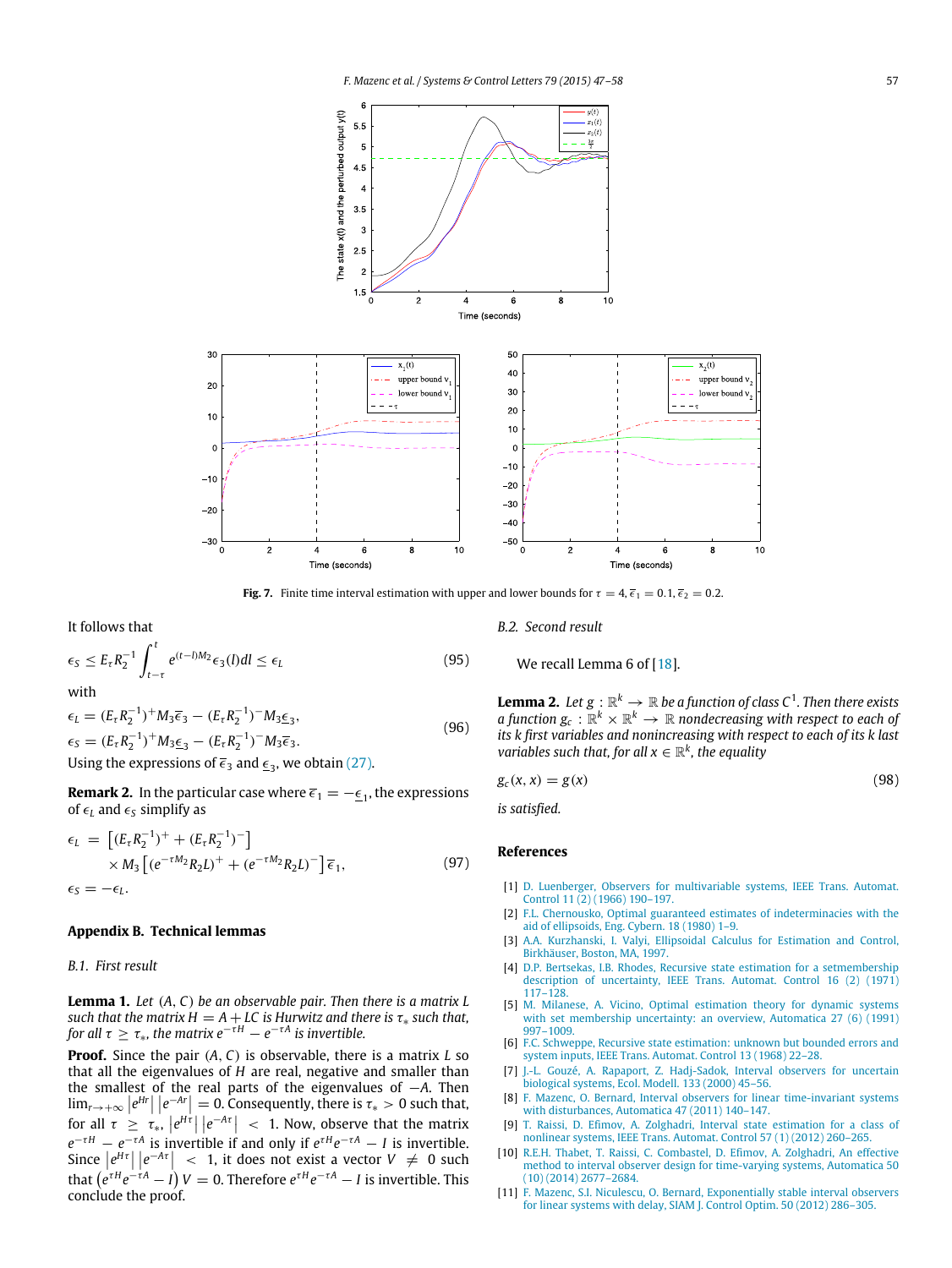Fig. 7. Finite time interval estimation with upper and lower bounds for $\tau = 4, \bar{\epsilon}_1 = 0.1, \bar{\epsilon}_2 = 0.2$.

It follows that

$$\epsilon_S \leq E_\tau R_2^{-1} \int_{t-\tau}^{t} e^{(t-l)M_2} \epsilon_3(l) dl \leq \epsilon_L \tag{95}$$

with

$$\begin{aligned} \epsilon_L &= (E_\tau R_2^{-1})^+ M_3 \bar{\epsilon}_3 - (E_\tau R_2^{-1})^- M_3 \underline{\epsilon}_3, \\ \epsilon_S &= (E_\tau R_2^{-1})^+ M_3 \underline{\epsilon}_3 - (E_\tau R_2^{-1})^- M_3 \bar{\epsilon}_3. \end{aligned} \tag{96}$$

Using the expressions of $\bar{\epsilon}_3$ and $\underline{\epsilon}_3$, we obtain (27).

**Remark 2.** In the particular case where $\bar{\epsilon}_1 = -\underline{\epsilon}_1$, the expressions of $\epsilon_L$ and $\epsilon_S$ simplify as

$$\begin{aligned} \epsilon_L &= \left[(E_\tau R_2^{-1})^+ + (E_\tau R_2^{-1})^-\right] \\ &\quad \times M_3 \left[(e^{-\tau M_2} R_2 L)^+ + (e^{-\tau M_2} R_2 L)^-\right] \bar{\epsilon}_1, \\ \epsilon_S &= -\epsilon_L. \end{aligned} \tag{97}$$

## Appendix B. Technical lemmas

### B.1. First result

**Lemma 1.** *Let $(A, C)$ be an observable pair. Then there is a matrix $L$ such that the matrix $H = A + LC$ is Hurwitz and there is $\tau_*$ such that, for all $\tau \geq \tau_*$, the matrix $e^{-\tau H} - e^{-\tau A}$ is invertible.*

**Proof.** Since the pair $(A, C)$ is observable, there is a matrix $L$ so that all the eigenvalues of $H$ are real, negative and smaller than the smallest of the real parts of the eigenvalues of $-A$. Then $\lim_{r \to +\infty} \left|e^{Hr}\right| \left|e^{-Ar}\right| = 0$. Consequently, there is $\tau_* > 0$ such that, for all $\tau \geq \tau_*$, $\left|e^{H\tau}\right| \left|e^{-A\tau}\right| < 1$. Now, observe that the matrix $e^{-\tau H} - e^{-\tau A}$ is invertible if and only if $e^{\tau H} e^{-\tau A} - I$ is invertible. Since $\left|e^{H\tau}\right| \left|e^{-A\tau}\right| < 1$, it does not exist a vector $V \neq 0$ such that $\left(e^{\tau H} e^{-\tau A} - I\right) V = 0$. Therefore $e^{\tau H} e^{-\tau A} - I$ is invertible. This conclude the proof.

### B.2. Second result

We recall Lemma 6 of [18].

**Lemma 2.** *Let $g : \mathbb{R}^k \to \mathbb{R}$ be a function of class $C^1$. Then there exists a function $g_c : \mathbb{R}^k \times \mathbb{R}^k \to \mathbb{R}$ nondecreasing with respect to each of its $k$ first variables and nonincreasing with respect to each of its $k$ last variables such that, for all $x \in \mathbb{R}^k$, the equality*

$$g_c(x, x) = g(x) \tag{98}$$

*is satisfied.*

## References

[1] D. Luenberger, Observers for multivariable systems, IEEE Trans. Automat. Control 11 (2) (1966) 190–197.

[2] F.L. Chernousko, Optimal guaranteed estimates of indeterminacies with the aid of ellipsoids, Eng. Cybern. 18 (1980) 1–9.

[3] A.A. Kurzhanski, I. Valyi, Ellipsoidal Calculus for Estimation and Control, Birkhäuser, Boston, MA, 1997.

[4] D.P. Bertsekas, I.B. Rhodes, Recursive state estimation for a setmembership description of uncertainty, IEEE Trans. Automat. Control 16 (2) (1971) 117–128.

[5] M. Milanese, A. Vicino, Optimal estimation theory for dynamic systems with set membership uncertainty: an overview, Automatica 27 (6) (1991) 997–1009.

[6] F.C. Schweppe, Recursive state estimation: unknown but bounded errors and system inputs, IEEE Trans. Automat. Control 13 (1968) 22–28.

[7] J.-L. Gouzé, A. Rapaport, Z. Hadj-Sadok, Interval observers for uncertain biological systems, Ecol. Modell. 133 (2000) 45–56.

[8] F. Mazenc, O. Bernard, Interval observers for linear time-invariant systems with disturbances, Automatica 47 (2011) 140–147.

[9] T. Raissi, D. Efimov, A. Zolghadri, Interval state estimation for a class of nonlinear systems, IEEE Trans. Automat. Control 57 (1) (2012) 260–265.

[10] R.E.H. Thabet, T. Raissi, C. Combastel, D. Efimov, A. Zolghadri, An effective method to interval observer design for time-varying systems, Automatica 50 (10) (2014) 2677–2684.

[11] F. Mazenc, S.I. Niculescu, O. Bernard, Exponentially stable interval observers for linear systems with delay, SIAM J. Control Optim. 50 (2012) 286–305.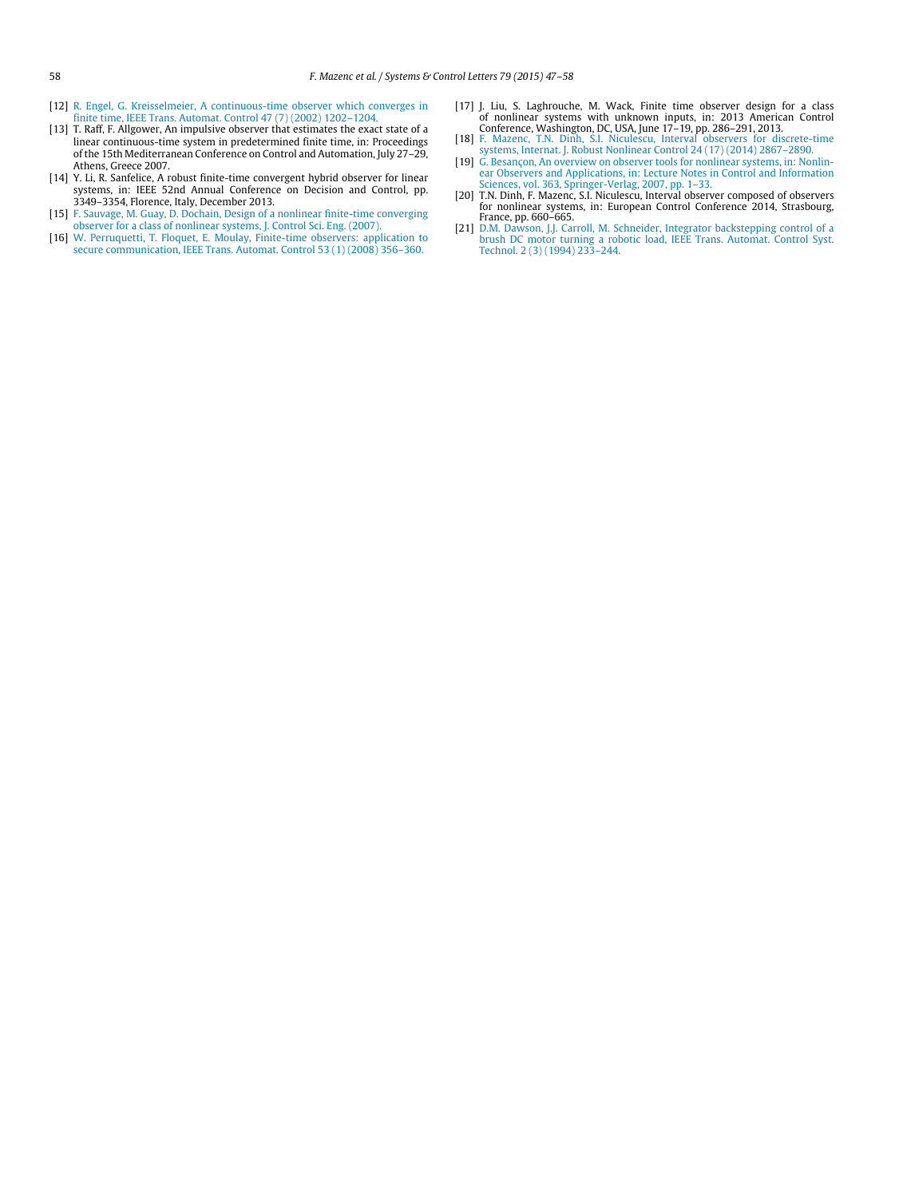[12] R. Engel, G. Kreisselmeier, A continuous-time observer which converges in finite time, IEEE Trans. Automat. Control 47 (7) (2002) 1202–1204.

[13] T. Raff, F. Allgower, An impulsive observer that estimates the exact state of a linear continuous-time system in predetermined finite time, in: Proceedings of the 15th Mediterranean Conference on Control and Automation, July 27–29, Athens, Greece 2007.

[14] Y. Li, R. Sanfelice, A robust finite-time convergent hybrid observer for linear systems, in: IEEE 52nd Annual Conference on Decision and Control, pp. 3349–3354, Florence, Italy, December 2013.

[15] F. Sauvage, M. Guay, D. Dochain, Design of a nonlinear finite-time converging observer for a class of nonlinear systems, J. Control Sci. Eng. (2007).

[16] W. Perruquetti, T. Floquet, E. Moulay, Finite-time observers: application to secure communication, IEEE Trans. Automat. Control 53 (1) (2008) 356–360.

[17] J. Liu, S. Laghrouche, M. Wack, Finite time observer design for a class of nonlinear systems with unknown inputs, in: 2013 American Control Conference, Washington, DC, USA, June 17–19, pp. 286–291, 2013.

[18] F. Mazenc, T.N. Dinh, S.I. Niculescu, Interval observers for discrete-time systems, Internat. J. Robust Nonlinear Control 24 (17) (2014) 2867–2890.

[19] G. Besançon, An overview on observer tools for nonlinear systems, in: Nonlinear Observers and Applications, in: Lecture Notes in Control and Information Sciences, vol. 363, Springer-Verlag, 2007, pp. 1–33.

[20] T.N. Dinh, F. Mazenc, S.I. Niculescu, Interval observer composed of observers for nonlinear systems, in: European Control Conference 2014, Strasbourg, France, pp. 660–665.

[21] D.M. Dawson, J.J. Carroll, M. Schneider, Integrator backstepping control of a brush DC motor turning a robotic load, IEEE Trans. Automat. Control Syst. Technol. 2 (3) (1994) 233–244.